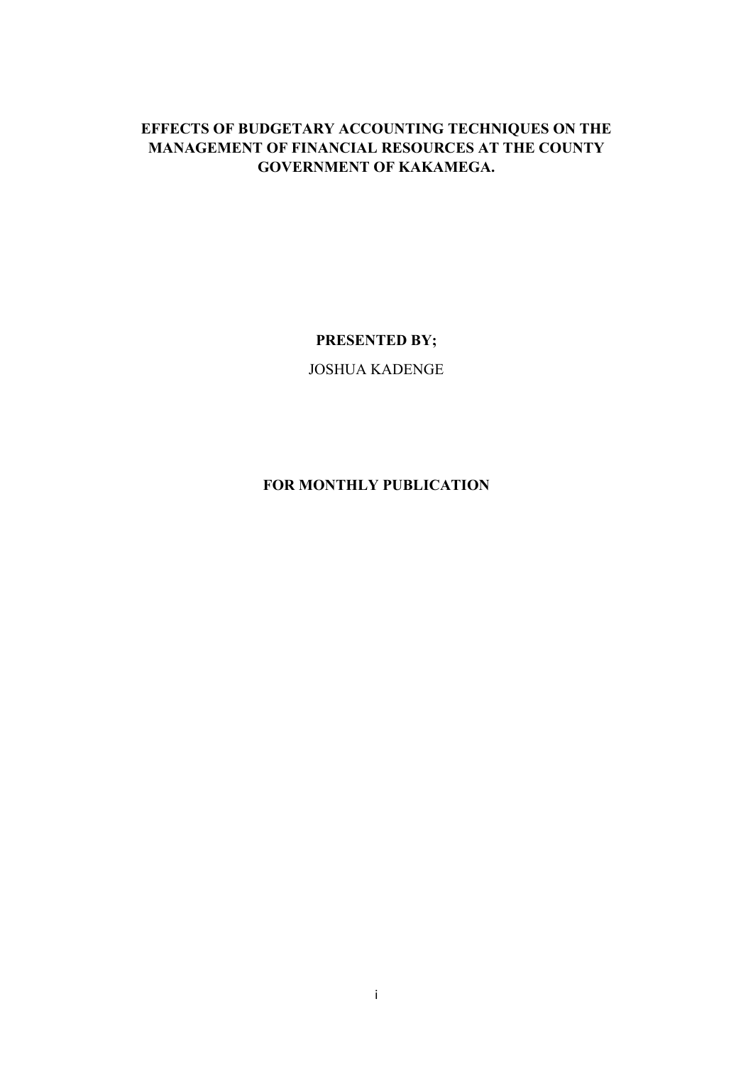# EFFECTS OF BUDGETARY ACCOUNTING TECHNIQUES ON THE MANAGEMENT OF FINANCIAL RESOURCES AT THE COUNTY GOVERNMENT OF KAKAMEGA.

**PRESENTED BY;**

JOSHUA KADENGE

**FOR MONTHLY PUBLICATION**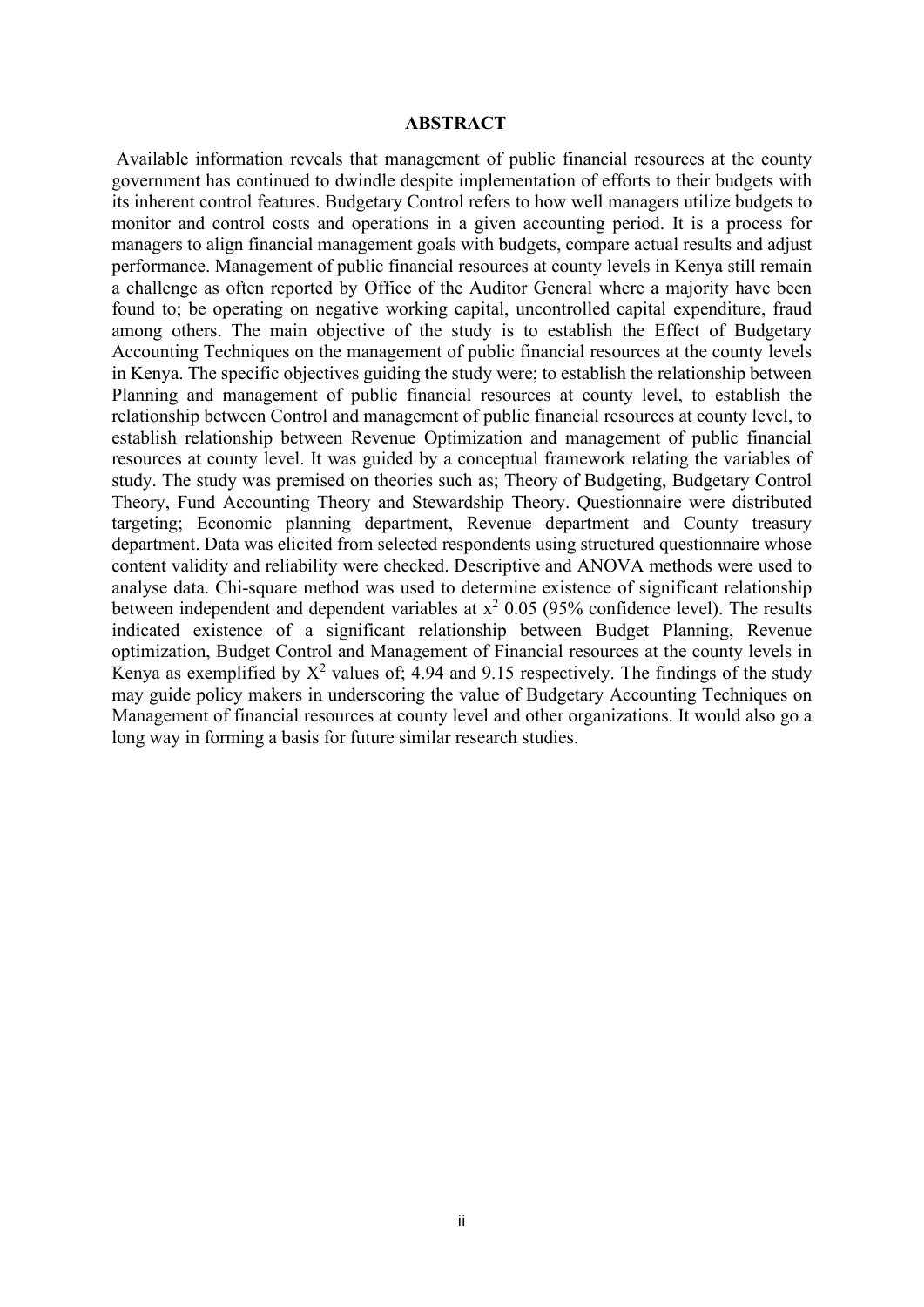**ABSTRACT**

Available information reveals that management of public financial resources at the county government has continued to dwindle despite implementation of efforts to their budgets with its inherent control features. Budgetary Control refers to how well managers utilize budgets to monitor and control costs and operations in a given accounting period. It is a process for managers to align financial management goals with budgets, compare actual results and adjust performance. Management of public financial resources at county levels in Kenya still remain a challenge as often reported by Office of the Auditor General where a majority have been found to; be operating on negative working capital, uncontrolled capital expenditure, fraud among others. The main objective of the study is to establish the Effect of Budgetary Accounting Techniques on the management of public financial resources at the county levels in Kenya. The specific objectives guiding the study were; to establish the relationship between Planning and management of public financial resources at county level, to establish the relationship between Control and management of public financial resources at county level, to establish relationship between Revenue Optimization and management of public financial resources at county level. It was guided by a conceptual framework relating the variables of study. The study was premised on theories such as; Theory of Budgeting, Budgetary Control Theory, Fund Accounting Theory and Stewardship Theory. Questionnaire were distributed targeting; Economic planning department, Revenue department and County treasury department. Data was elicited from selected respondents using structured questionnaire whose content validity and reliability were checked. Descriptive and ANOVA methods were used to analyse data. Chi-square method was used to determine existence of significant relationship between independent and dependent variables at $x^2$ 0.05 (95% confidence level). The results indicated existence of a significant relationship between Budget Planning, Revenue optimization, Budget Control and Management of Financial resources at the county levels in Kenya as exemplified by $X^2$ values of; 4.94 and 9.15 respectively. The findings of the study may guide policy makers in underscoring the value of Budgetary Accounting Techniques on Management of financial resources at county level and other organizations. It would also go a long way in forming a basis for future similar research studies.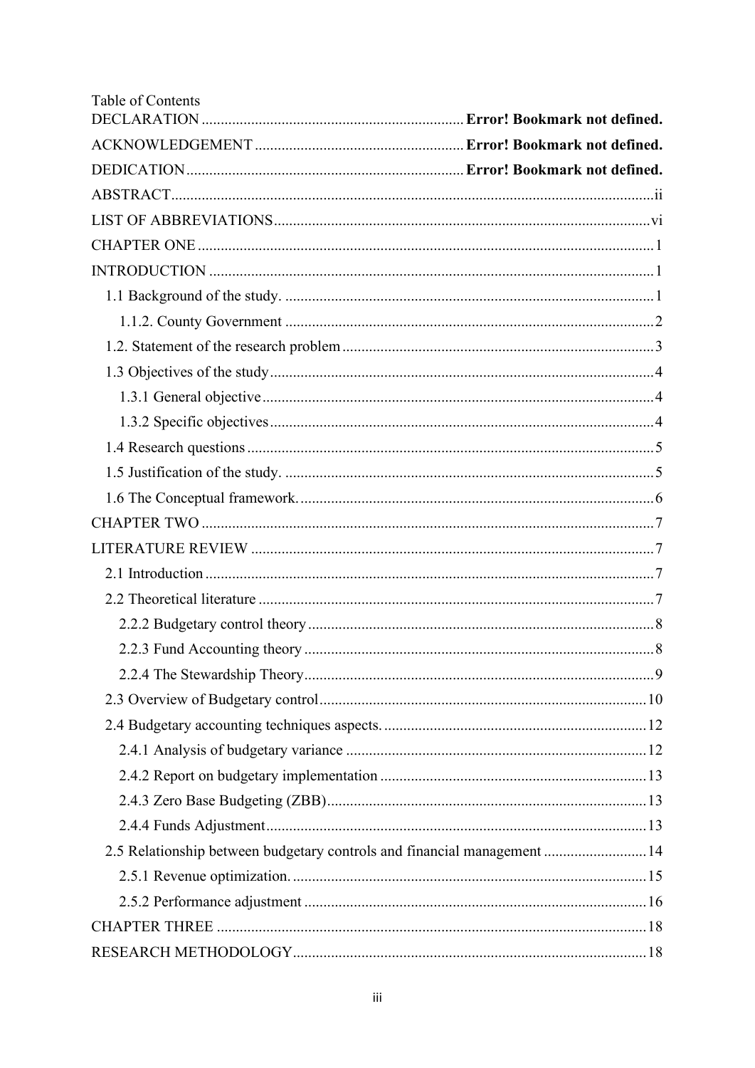Table of Contents

DECLARATION .................... Error! Bookmark not defined.

ACKNOWLEDGEMENT .................... Error! Bookmark not defined.

DEDICATION .................... Error! Bookmark not defined.

ABSTRACT .................... ii

LIST OF ABBREVIATIONS .................... vi

CHAPTER ONE .................... 1

INTRODUCTION .................... 1

- 1.1 Background of the study. .................... 1
  - 1.1.2. County Government .................... 2
- 1.2. Statement of the research problem .................... 3
- 1.3 Objectives of the study .................... 4
  - 1.3.1 General objective .................... 4
  - 1.3.2 Specific objectives .................... 4
- 1.4 Research questions .................... 5
- 1.5 Justification of the study. .................... 5
- 1.6 The Conceptual framework. .................... 6

CHAPTER TWO .................... 7

LITERATURE REVIEW .................... 7

- 2.1 Introduction .................... 7
- 2.2 Theoretical literature .................... 7
  - 2.2.2 Budgetary control theory .................... 8
  - 2.2.3 Fund Accounting theory .................... 8
  - 2.2.4 The Stewardship Theory .................... 9
- 2.3 Overview of Budgetary control .................... 10
- 2.4 Budgetary accounting techniques aspects. .................... 12
  - 2.4.1 Analysis of budgetary variance .................... 12
  - 2.4.2 Report on budgetary implementation .................... 13
  - 2.4.3 Zero Base Budgeting (ZBB) .................... 13
  - 2.4.4 Funds Adjustment .................... 13
- 2.5 Relationship between budgetary controls and financial management .................... 14
  - 2.5.1 Revenue optimization. .................... 15
  - 2.5.2 Performance adjustment .................... 16

CHAPTER THREE .................... 18

RESEARCH METHODOLOGY .................... 18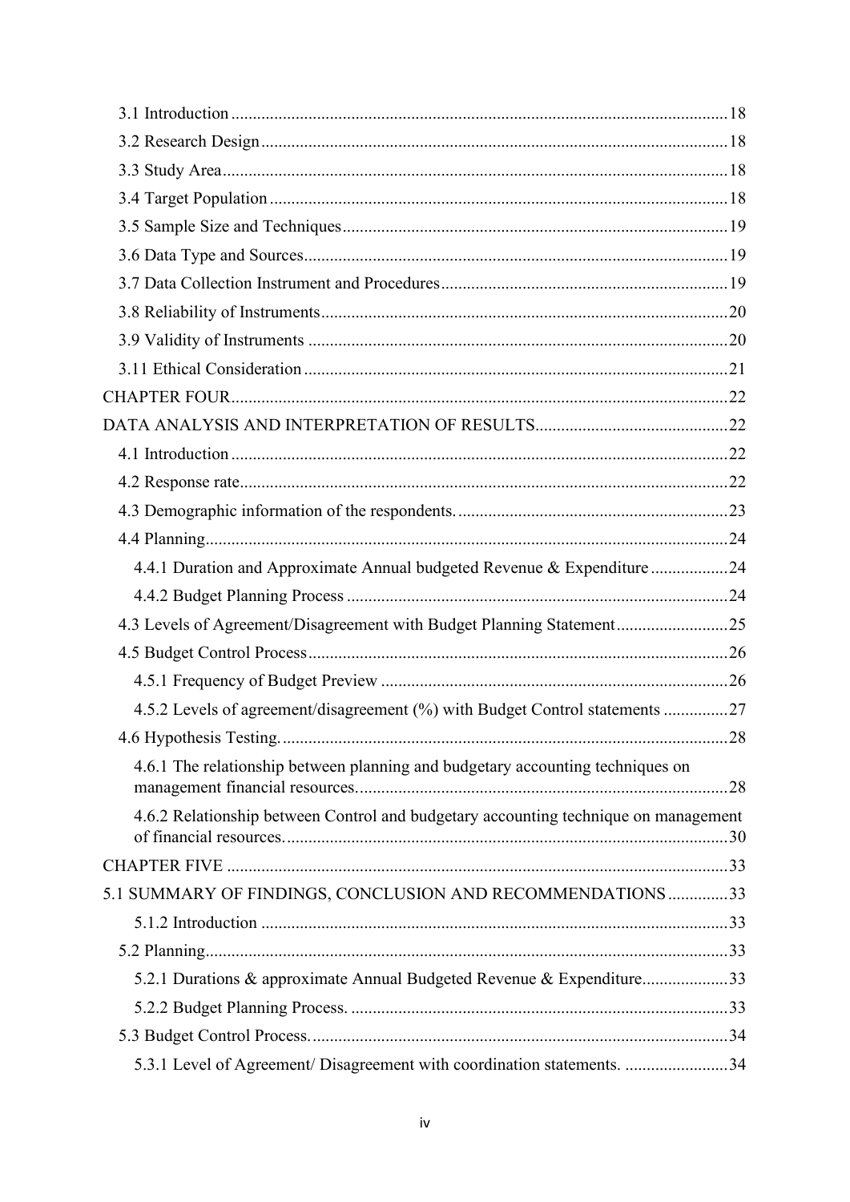3.1 Introduction .......... 18

3.2 Research Design .......... 18

3.3 Study Area .......... 18

3.4 Target Population .......... 18

3.5 Sample Size and Techniques .......... 19

3.6 Data Type and Sources .......... 19

3.7 Data Collection Instrument and Procedures .......... 19

3.8 Reliability of Instruments .......... 20

3.9 Validity of Instruments .......... 20

3.11 Ethical Consideration .......... 21

CHAPTER FOUR .......... 22

DATA ANALYSIS AND INTERPRETATION OF RESULTS .......... 22

4.1 Introduction .......... 22

4.2 Response rate .......... 22

4.3 Demographic information of the respondents. .......... 23

4.4 Planning .......... 24

4.4.1 Duration and Approximate Annual budgeted Revenue & Expenditure .......... 24

4.4.2 Budget Planning Process .......... 24

4.3 Levels of Agreement/Disagreement with Budget Planning Statement .......... 25

4.5 Budget Control Process .......... 26

4.5.1 Frequency of Budget Preview .......... 26

4.5.2 Levels of agreement/disagreement (%) with Budget Control statements .......... 27

4.6 Hypothesis Testing. .......... 28

4.6.1 The relationship between planning and budgetary accounting techniques on management financial resources. .......... 28

4.6.2 Relationship between Control and budgetary accounting technique on management of financial resources. .......... 30

CHAPTER FIVE .......... 33

5.1 SUMMARY OF FINDINGS, CONCLUSION AND RECOMMENDATIONS .......... 33

5.1.2 Introduction .......... 33

5.2 Planning .......... 33

5.2.1 Durations & approximate Annual Budgeted Revenue & Expenditure .......... 33

5.2.2 Budget Planning Process. .......... 33

5.3 Budget Control Process. .......... 34

5.3.1 Level of Agreement/ Disagreement with coordination statements. .......... 34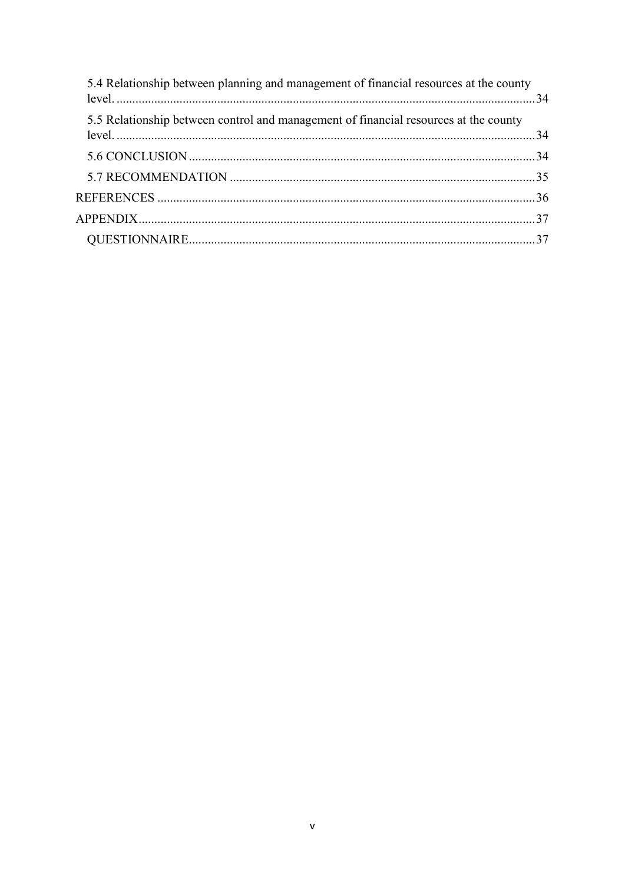5.4 Relationship between planning and management of financial resources at the county level. .....34

5.5 Relationship between control and management of financial resources at the county level. .....34

5.6 CONCLUSION .....34

5.7 RECOMMENDATION .....35

REFERENCES .....36

APPENDIX .....37

QUESTIONNAIRE .....37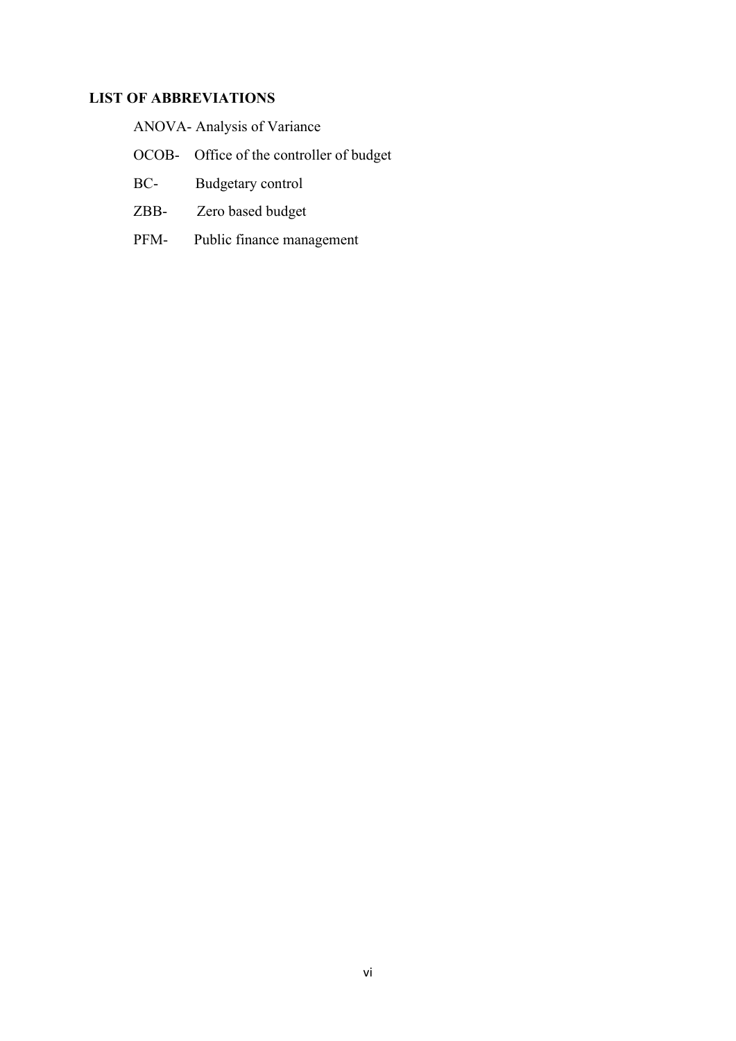## LIST OF ABBREVIATIONS

ANOVA- Analysis of Variance

OCOB- Office of the controller of budget

BC- Budgetary control

ZBB- Zero based budget

PFM- Public finance management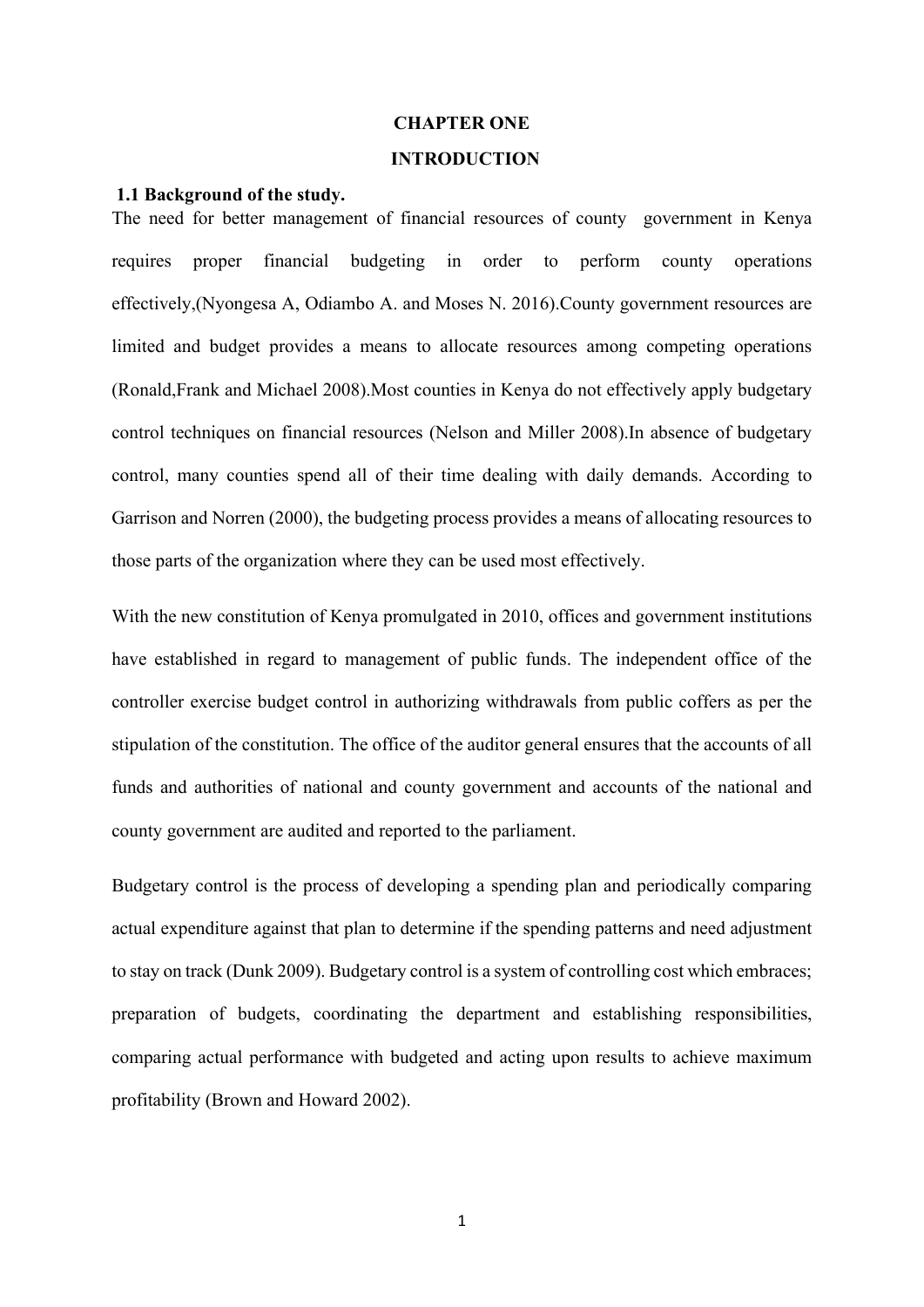# CHAPTER ONE

# INTRODUCTION

## 1.1 Background of the study.

The need for better management of financial resources of county government in Kenya requires proper financial budgeting in order to perform county operations effectively,(Nyongesa A, Odiambo A. and Moses N. 2016).County government resources are limited and budget provides a means to allocate resources among competing operations (Ronald,Frank and Michael 2008).Most counties in Kenya do not effectively apply budgetary control techniques on financial resources (Nelson and Miller 2008).In absence of budgetary control, many counties spend all of their time dealing with daily demands. According to Garrison and Norren (2000), the budgeting process provides a means of allocating resources to those parts of the organization where they can be used most effectively.

With the new constitution of Kenya promulgated in 2010, offices and government institutions have established in regard to management of public funds. The independent office of the controller exercise budget control in authorizing withdrawals from public coffers as per the stipulation of the constitution. The office of the auditor general ensures that the accounts of all funds and authorities of national and county government and accounts of the national and county government are audited and reported to the parliament.

Budgetary control is the process of developing a spending plan and periodically comparing actual expenditure against that plan to determine if the spending patterns and need adjustment to stay on track (Dunk 2009). Budgetary control is a system of controlling cost which embraces; preparation of budgets, coordinating the department and establishing responsibilities, comparing actual performance with budgeted and acting upon results to achieve maximum profitability (Brown and Howard 2002).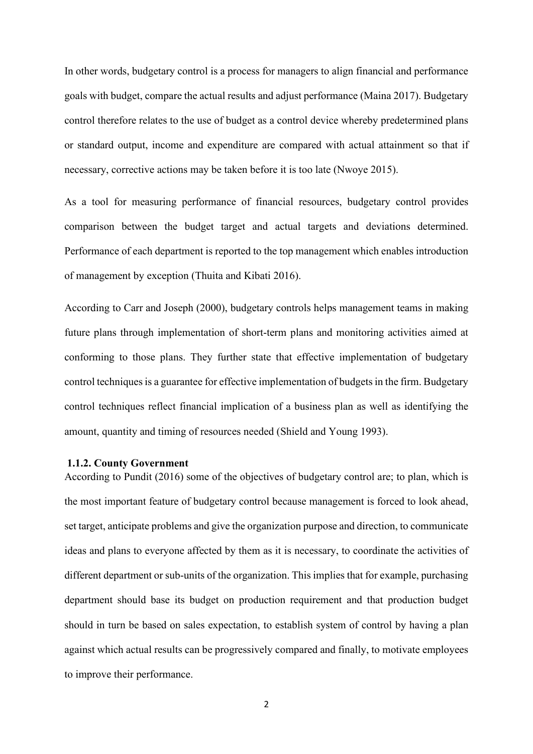In other words, budgetary control is a process for managers to align financial and performance goals with budget, compare the actual results and adjust performance (Maina 2017). Budgetary control therefore relates to the use of budget as a control device whereby predetermined plans or standard output, income and expenditure are compared with actual attainment so that if necessary, corrective actions may be taken before it is too late (Nwoye 2015).

As a tool for measuring performance of financial resources, budgetary control provides comparison between the budget target and actual targets and deviations determined. Performance of each department is reported to the top management which enables introduction of management by exception (Thuita and Kibati 2016).

According to Carr and Joseph (2000), budgetary controls helps management teams in making future plans through implementation of short-term plans and monitoring activities aimed at conforming to those plans. They further state that effective implementation of budgetary control techniques is a guarantee for effective implementation of budgets in the firm. Budgetary control techniques reflect financial implication of a business plan as well as identifying the amount, quantity and timing of resources needed (Shield and Young 1993).

### 1.1.2. County Government

According to Pundit (2016) some of the objectives of budgetary control are; to plan, which is the most important feature of budgetary control because management is forced to look ahead, set target, anticipate problems and give the organization purpose and direction, to communicate ideas and plans to everyone affected by them as it is necessary, to coordinate the activities of different department or sub-units of the organization. This implies that for example, purchasing department should base its budget on production requirement and that production budget should in turn be based on sales expectation, to establish system of control by having a plan against which actual results can be progressively compared and finally, to motivate employees to improve their performance.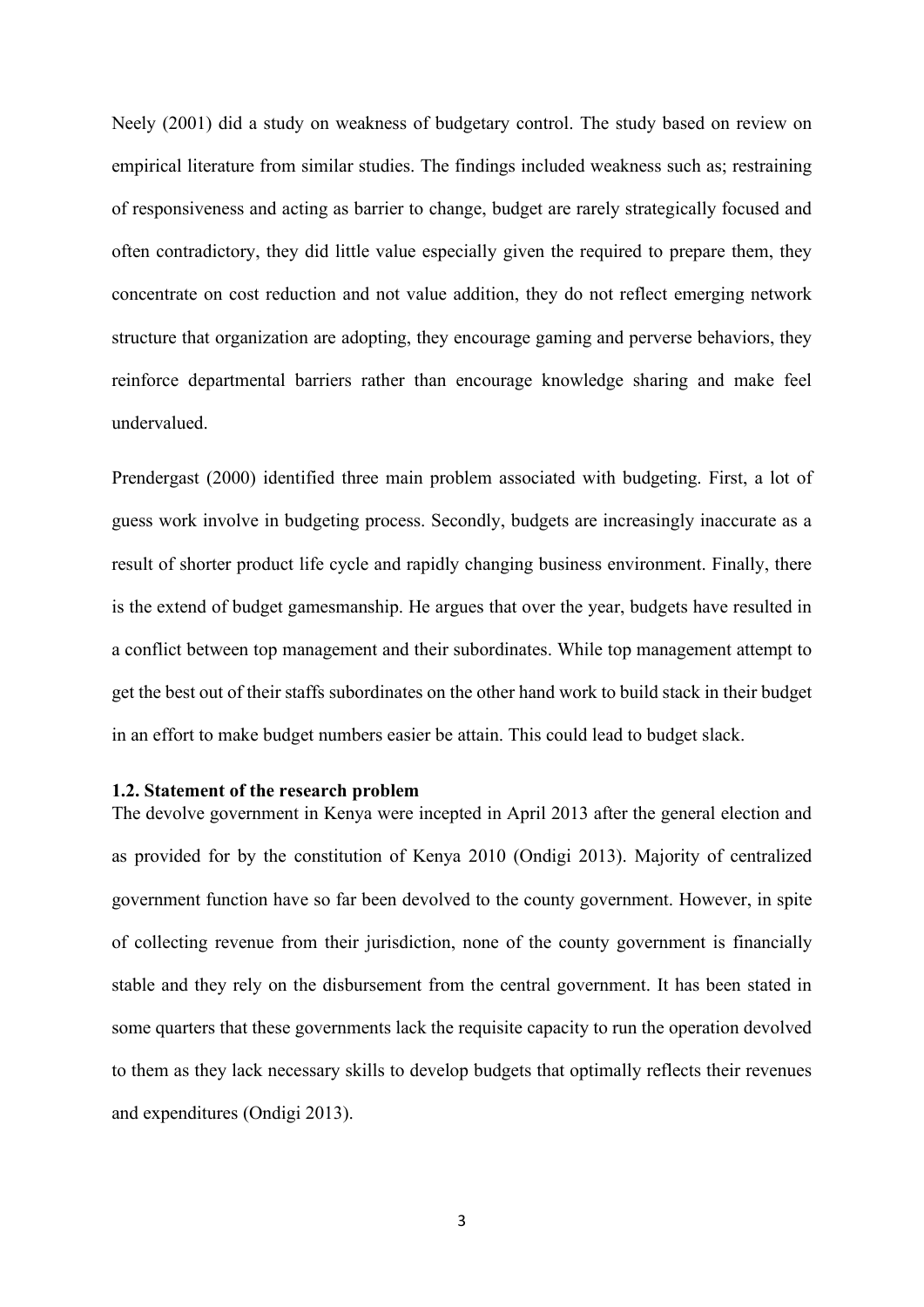Neely (2001) did a study on weakness of budgetary control. The study based on review on empirical literature from similar studies. The findings included weakness such as; restraining of responsiveness and acting as barrier to change, budget are rarely strategically focused and often contradictory, they did little value especially given the required to prepare them, they concentrate on cost reduction and not value addition, they do not reflect emerging network structure that organization are adopting, they encourage gaming and perverse behaviors, they reinforce departmental barriers rather than encourage knowledge sharing and make feel undervalued.

Prendergast (2000) identified three main problem associated with budgeting. First, a lot of guess work involve in budgeting process. Secondly, budgets are increasingly inaccurate as a result of shorter product life cycle and rapidly changing business environment. Finally, there is the extend of budget gamesmanship. He argues that over the year, budgets have resulted in a conflict between top management and their subordinates. While top management attempt to get the best out of their staffs subordinates on the other hand work to build stack in their budget in an effort to make budget numbers easier be attain. This could lead to budget slack.

### 1.2. Statement of the research problem

The devolve government in Kenya were incepted in April 2013 after the general election and as provided for by the constitution of Kenya 2010 (Ondigi 2013). Majority of centralized government function have so far been devolved to the county government. However, in spite of collecting revenue from their jurisdiction, none of the county government is financially stable and they rely on the disbursement from the central government. It has been stated in some quarters that these governments lack the requisite capacity to run the operation devolved to them as they lack necessary skills to develop budgets that optimally reflects their revenues and expenditures (Ondigi 2013).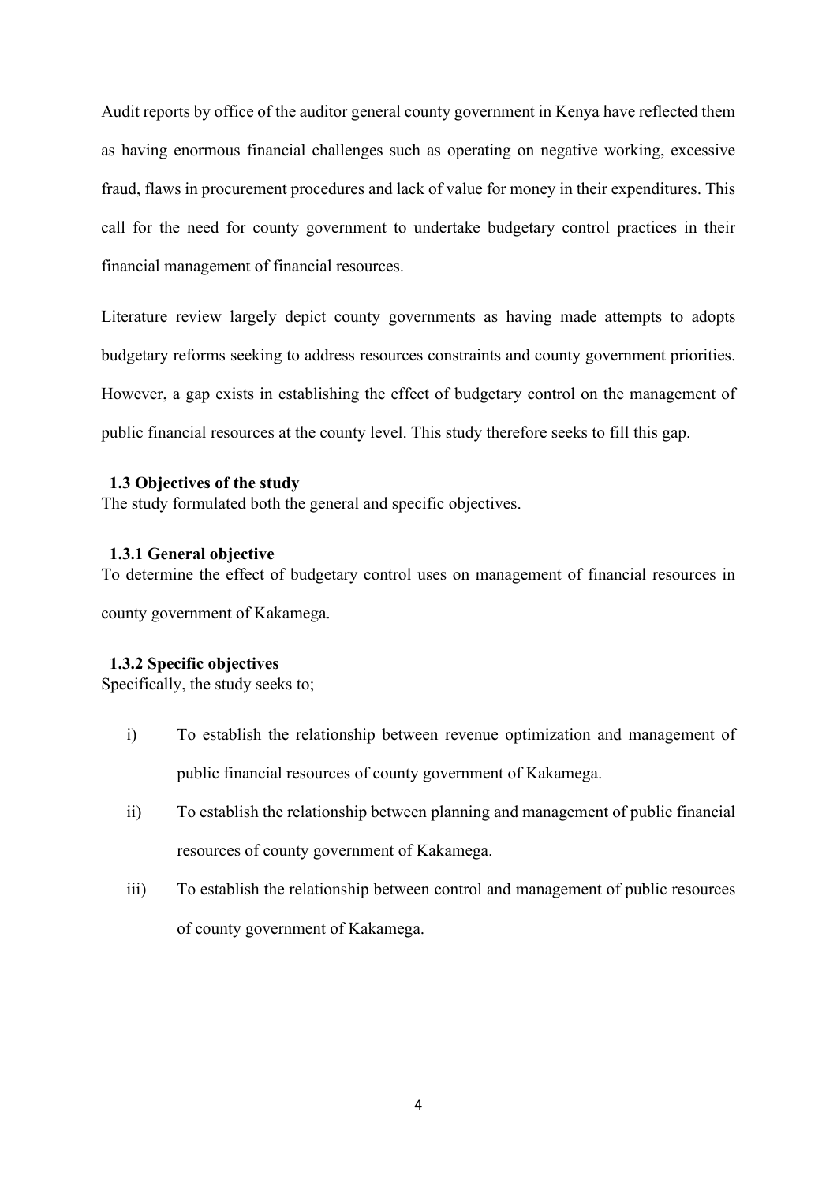Audit reports by office of the auditor general county government in Kenya have reflected them as having enormous financial challenges such as operating on negative working, excessive fraud, flaws in procurement procedures and lack of value for money in their expenditures. This call for the need for county government to undertake budgetary control practices in their financial management of financial resources.

Literature review largely depict county governments as having made attempts to adopts budgetary reforms seeking to address resources constraints and county government priorities. However, a gap exists in establishing the effect of budgetary control on the management of public financial resources at the county level. This study therefore seeks to fill this gap.

### 1.3 Objectives of the study

The study formulated both the general and specific objectives.

#### 1.3.1 General objective

To determine the effect of budgetary control uses on management of financial resources in county government of Kakamega.

#### 1.3.2 Specific objectives

Specifically, the study seeks to;

i) To establish the relationship between revenue optimization and management of public financial resources of county government of Kakamega.

ii) To establish the relationship between planning and management of public financial resources of county government of Kakamega.

iii) To establish the relationship between control and management of public resources of county government of Kakamega.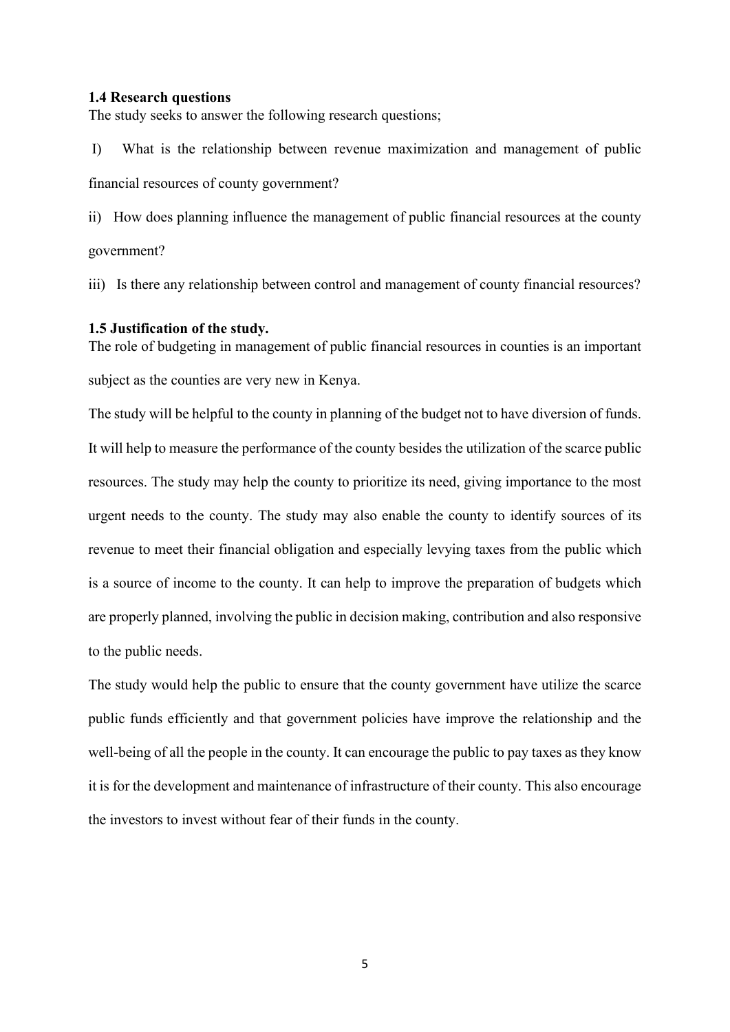### 1.4 Research questions

The study seeks to answer the following research questions;

I) What is the relationship between revenue maximization and management of public financial resources of county government?

ii) How does planning influence the management of public financial resources at the county government?

iii) Is there any relationship between control and management of county financial resources?

### 1.5 Justification of the study.

The role of budgeting in management of public financial resources in counties is an important subject as the counties are very new in Kenya.

The study will be helpful to the county in planning of the budget not to have diversion of funds. It will help to measure the performance of the county besides the utilization of the scarce public resources. The study may help the county to prioritize its need, giving importance to the most urgent needs to the county. The study may also enable the county to identify sources of its revenue to meet their financial obligation and especially levying taxes from the public which is a source of income to the county. It can help to improve the preparation of budgets which are properly planned, involving the public in decision making, contribution and also responsive to the public needs.

The study would help the public to ensure that the county government have utilize the scarce public funds efficiently and that government policies have improve the relationship and the well-being of all the people in the county. It can encourage the public to pay taxes as they know it is for the development and maintenance of infrastructure of their county. This also encourage the investors to invest without fear of their funds in the county.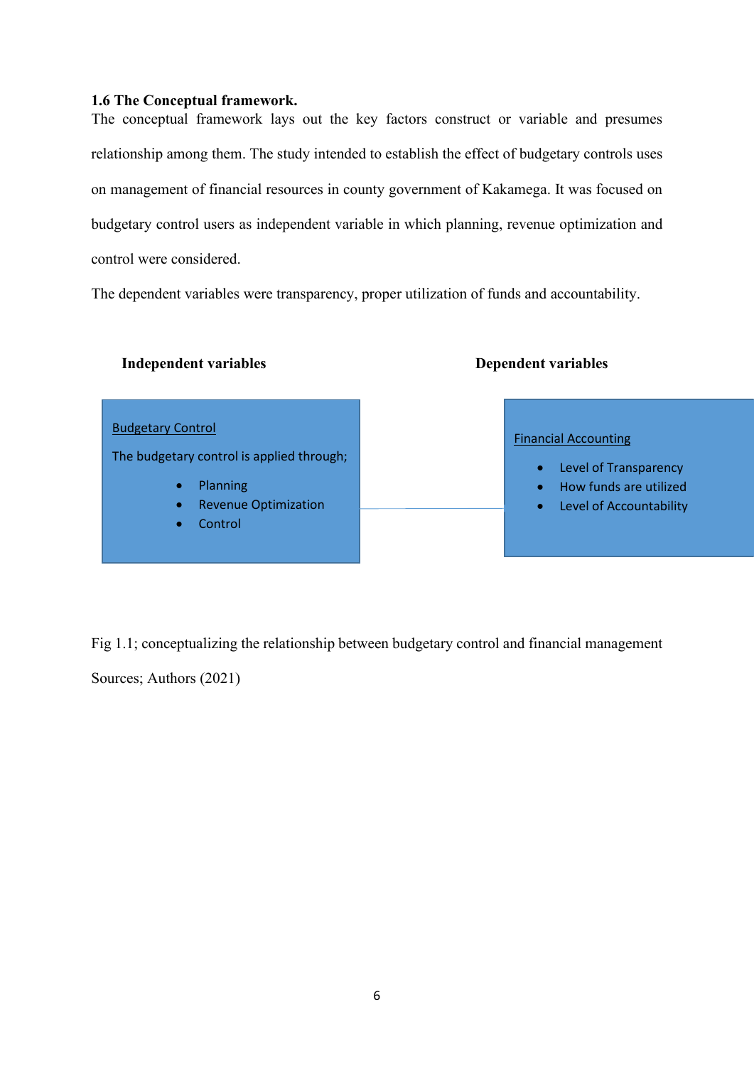**1.6 The Conceptual framework.**

The conceptual framework lays out the key factors construct or variable and presumes relationship among them. The study intended to establish the effect of budgetary controls uses on management of financial resources in county government of Kakamega. It was focused on budgetary control users as independent variable in which planning, revenue optimization and control were considered.

The dependent variables were transparency, proper utilization of funds and accountability.

**Independent variables**

Budgetary Control

The budgetary control is applied through;

- Planning
- Revenue Optimization
- Control

**Dependent variables**

Financial Accounting

- Level of Transparency
- How funds are utilized
- Level of Accountability

Fig 1.1; conceptualizing the relationship between budgetary control and financial management

Sources; Authors (2021)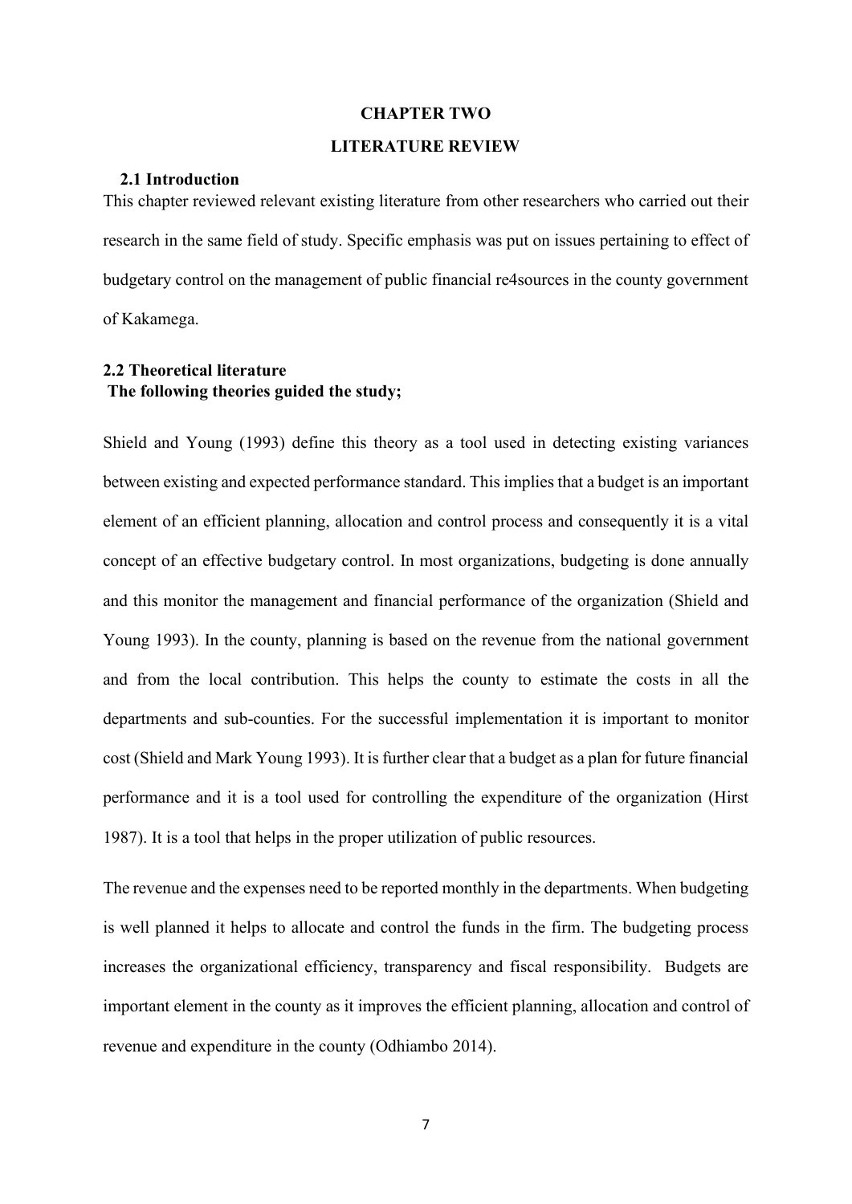# CHAPTER TWO

# LITERATURE REVIEW

## 2.1 Introduction

This chapter reviewed relevant existing literature from other researchers who carried out their research in the same field of study. Specific emphasis was put on issues pertaining to effect of budgetary control on the management of public financial re4sources in the county government of Kakamega.

## 2.2 Theoretical literature

**The following theories guided the study;**

Shield and Young (1993) define this theory as a tool used in detecting existing variances between existing and expected performance standard. This implies that a budget is an important element of an efficient planning, allocation and control process and consequently it is a vital concept of an effective budgetary control. In most organizations, budgeting is done annually and this monitor the management and financial performance of the organization (Shield and Young 1993). In the county, planning is based on the revenue from the national government and from the local contribution. This helps the county to estimate the costs in all the departments and sub-counties. For the successful implementation it is important to monitor cost (Shield and Mark Young 1993). It is further clear that a budget as a plan for future financial performance and it is a tool used for controlling the expenditure of the organization (Hirst 1987). It is a tool that helps in the proper utilization of public resources.

The revenue and the expenses need to be reported monthly in the departments. When budgeting is well planned it helps to allocate and control the funds in the firm. The budgeting process increases the organizational efficiency, transparency and fiscal responsibility. Budgets are important element in the county as it improves the efficient planning, allocation and control of revenue and expenditure in the county (Odhiambo 2014).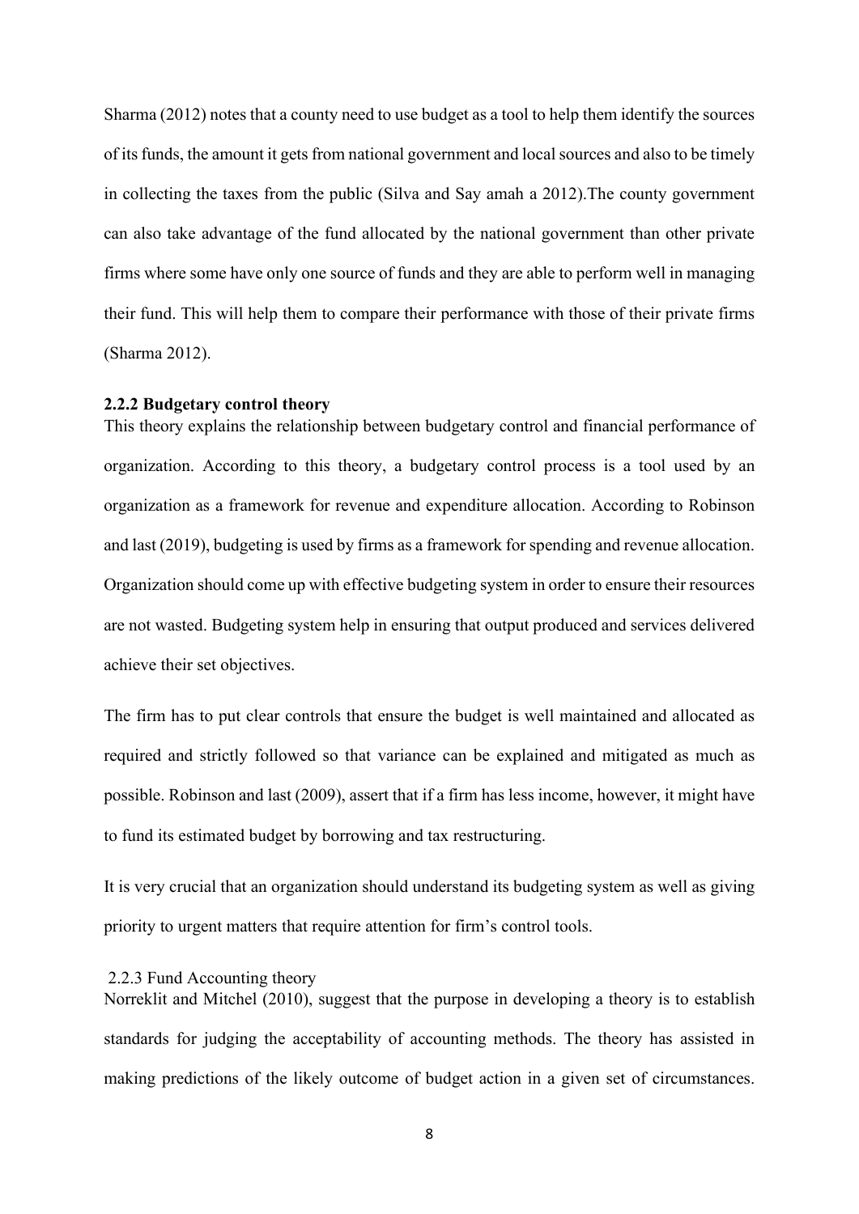Sharma (2012) notes that a county need to use budget as a tool to help them identify the sources of its funds, the amount it gets from national government and local sources and also to be timely in collecting the taxes from the public (Silva and Say amah a 2012).The county government can also take advantage of the fund allocated by the national government than other private firms where some have only one source of funds and they are able to perform well in managing their fund. This will help them to compare their performance with those of their private firms (Sharma 2012).

### 2.2.2 Budgetary control theory

This theory explains the relationship between budgetary control and financial performance of organization. According to this theory, a budgetary control process is a tool used by an organization as a framework for revenue and expenditure allocation. According to Robinson and last (2019), budgeting is used by firms as a framework for spending and revenue allocation. Organization should come up with effective budgeting system in order to ensure their resources are not wasted. Budgeting system help in ensuring that output produced and services delivered achieve their set objectives.

The firm has to put clear controls that ensure the budget is well maintained and allocated as required and strictly followed so that variance can be explained and mitigated as much as possible. Robinson and last (2009), assert that if a firm has less income, however, it might have to fund its estimated budget by borrowing and tax restructuring.

It is very crucial that an organization should understand its budgeting system as well as giving priority to urgent matters that require attention for firm's control tools.

2.2.3 Fund Accounting theory

Norreklit and Mitchel (2010), suggest that the purpose in developing a theory is to establish standards for judging the acceptability of accounting methods. The theory has assisted in making predictions of the likely outcome of budget action in a given set of circumstances.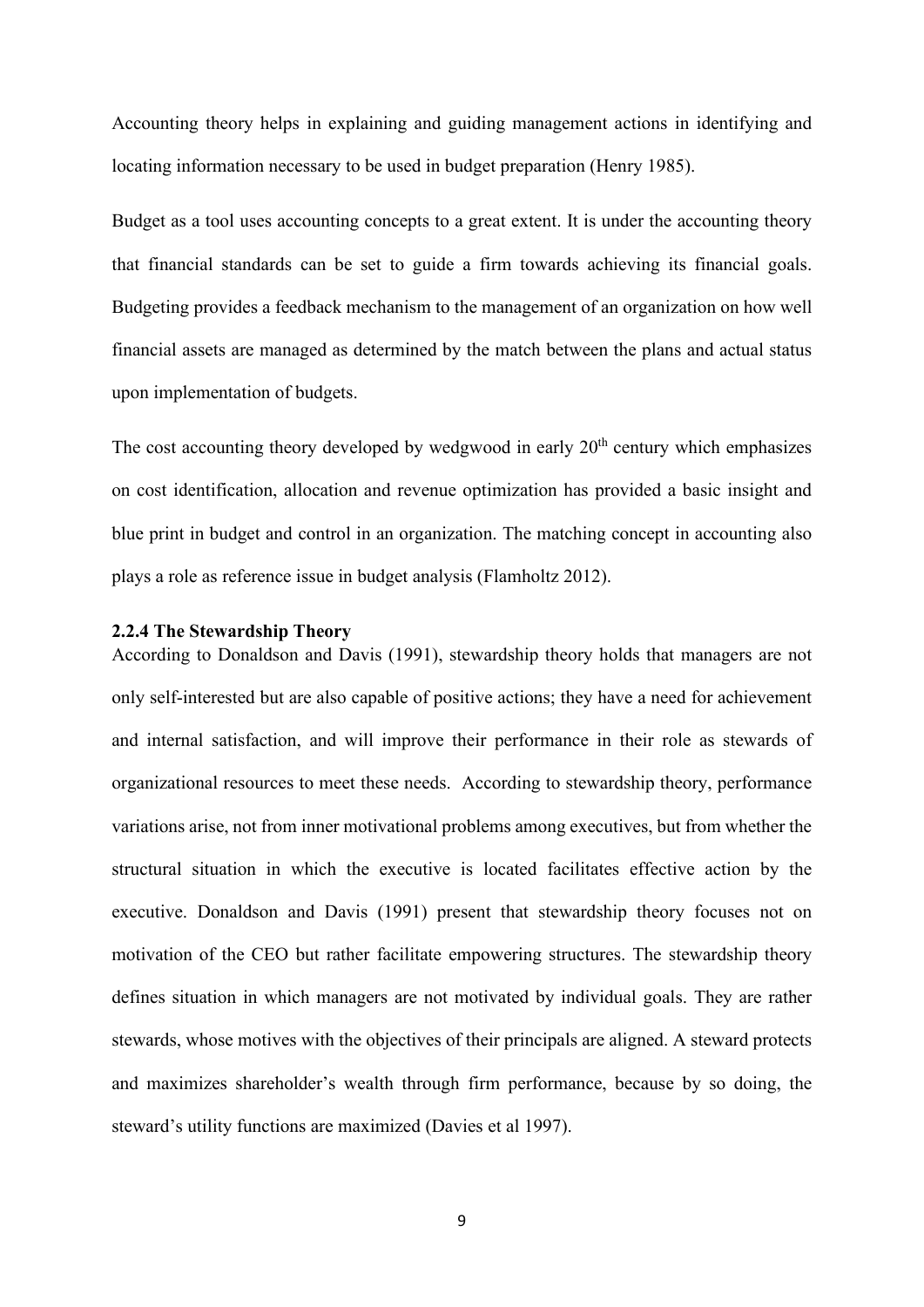Accounting theory helps in explaining and guiding management actions in identifying and locating information necessary to be used in budget preparation (Henry 1985).

Budget as a tool uses accounting concepts to a great extent. It is under the accounting theory that financial standards can be set to guide a firm towards achieving its financial goals. Budgeting provides a feedback mechanism to the management of an organization on how well financial assets are managed as determined by the match between the plans and actual status upon implementation of budgets.

The cost accounting theory developed by wedgwood in early 20th century which emphasizes on cost identification, allocation and revenue optimization has provided a basic insight and blue print in budget and control in an organization. The matching concept in accounting also plays a role as reference issue in budget analysis (Flamholtz 2012).

#### 2.2.4 The Stewardship Theory

According to Donaldson and Davis (1991), stewardship theory holds that managers are not only self-interested but are also capable of positive actions; they have a need for achievement and internal satisfaction, and will improve their performance in their role as stewards of organizational resources to meet these needs. According to stewardship theory, performance variations arise, not from inner motivational problems among executives, but from whether the structural situation in which the executive is located facilitates effective action by the executive. Donaldson and Davis (1991) present that stewardship theory focuses not on motivation of the CEO but rather facilitate empowering structures. The stewardship theory defines situation in which managers are not motivated by individual goals. They are rather stewards, whose motives with the objectives of their principals are aligned. A steward protects and maximizes shareholder's wealth through firm performance, because by so doing, the steward's utility functions are maximized (Davies et al 1997).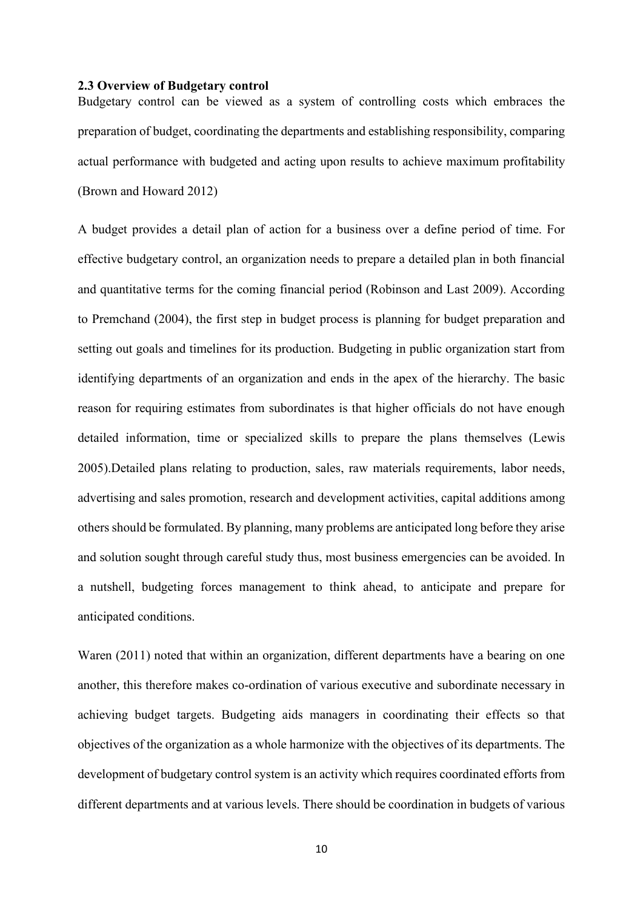**2.3 Overview of Budgetary control**

Budgetary control can be viewed as a system of controlling costs which embraces the preparation of budget, coordinating the departments and establishing responsibility, comparing actual performance with budgeted and acting upon results to achieve maximum profitability (Brown and Howard 2012)

A budget provides a detail plan of action for a business over a define period of time. For effective budgetary control, an organization needs to prepare a detailed plan in both financial and quantitative terms for the coming financial period (Robinson and Last 2009). According to Premchand (2004), the first step in budget process is planning for budget preparation and setting out goals and timelines for its production. Budgeting in public organization start from identifying departments of an organization and ends in the apex of the hierarchy. The basic reason for requiring estimates from subordinates is that higher officials do not have enough detailed information, time or specialized skills to prepare the plans themselves (Lewis 2005).Detailed plans relating to production, sales, raw materials requirements, labor needs, advertising and sales promotion, research and development activities, capital additions among others should be formulated. By planning, many problems are anticipated long before they arise and solution sought through careful study thus, most business emergencies can be avoided. In a nutshell, budgeting forces management to think ahead, to anticipate and prepare for anticipated conditions.

Waren (2011) noted that within an organization, different departments have a bearing on one another, this therefore makes co-ordination of various executive and subordinate necessary in achieving budget targets. Budgeting aids managers in coordinating their effects so that objectives of the organization as a whole harmonize with the objectives of its departments. The development of budgetary control system is an activity which requires coordinated efforts from different departments and at various levels. There should be coordination in budgets of various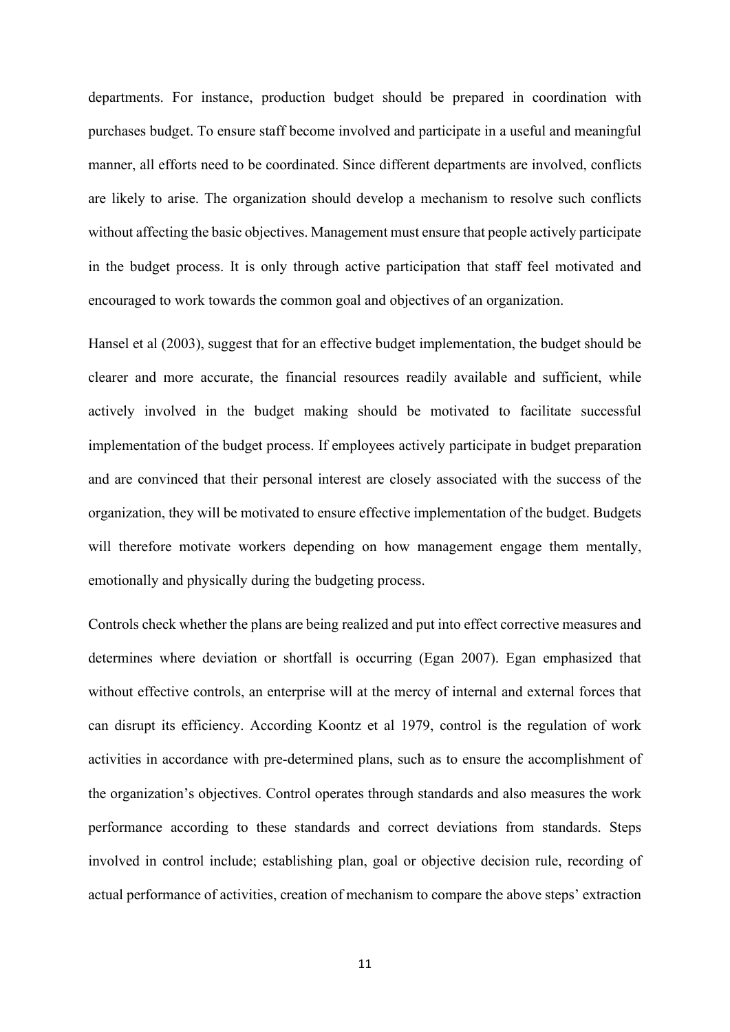departments. For instance, production budget should be prepared in coordination with purchases budget. To ensure staff become involved and participate in a useful and meaningful manner, all efforts need to be coordinated. Since different departments are involved, conflicts are likely to arise. The organization should develop a mechanism to resolve such conflicts without affecting the basic objectives. Management must ensure that people actively participate in the budget process. It is only through active participation that staff feel motivated and encouraged to work towards the common goal and objectives of an organization.

Hansel et al (2003), suggest that for an effective budget implementation, the budget should be clearer and more accurate, the financial resources readily available and sufficient, while actively involved in the budget making should be motivated to facilitate successful implementation of the budget process. If employees actively participate in budget preparation and are convinced that their personal interest are closely associated with the success of the organization, they will be motivated to ensure effective implementation of the budget. Budgets will therefore motivate workers depending on how management engage them mentally, emotionally and physically during the budgeting process.

Controls check whether the plans are being realized and put into effect corrective measures and determines where deviation or shortfall is occurring (Egan 2007). Egan emphasized that without effective controls, an enterprise will at the mercy of internal and external forces that can disrupt its efficiency. According Koontz et al 1979, control is the regulation of work activities in accordance with pre-determined plans, such as to ensure the accomplishment of the organization's objectives. Control operates through standards and also measures the work performance according to these standards and correct deviations from standards. Steps involved in control include; establishing plan, goal or objective decision rule, recording of actual performance of activities, creation of mechanism to compare the above steps' extraction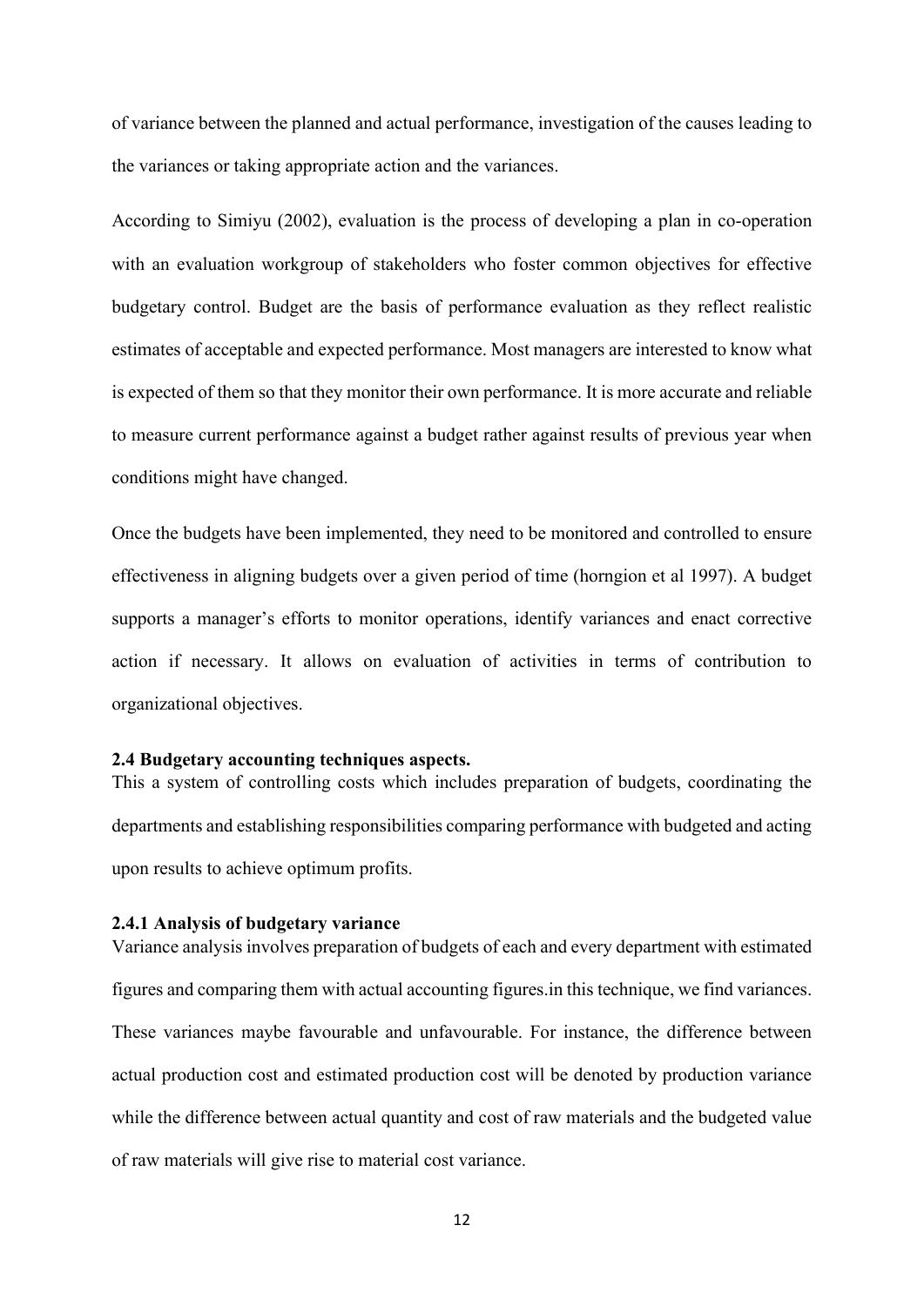of variance between the planned and actual performance, investigation of the causes leading to the variances or taking appropriate action and the variances.

According to Simiyu (2002), evaluation is the process of developing a plan in co-operation with an evaluation workgroup of stakeholders who foster common objectives for effective budgetary control. Budget are the basis of performance evaluation as they reflect realistic estimates of acceptable and expected performance. Most managers are interested to know what is expected of them so that they monitor their own performance. It is more accurate and reliable to measure current performance against a budget rather against results of previous year when conditions might have changed.

Once the budgets have been implemented, they need to be monitored and controlled to ensure effectiveness in aligning budgets over a given period of time (horngion et al 1997). A budget supports a manager's efforts to monitor operations, identify variances and enact corrective action if necessary. It allows on evaluation of activities in terms of contribution to organizational objectives.

### 2.4 Budgetary accounting techniques aspects.

This a system of controlling costs which includes preparation of budgets, coordinating the departments and establishing responsibilities comparing performance with budgeted and acting upon results to achieve optimum profits.

#### 2.4.1 Analysis of budgetary variance

Variance analysis involves preparation of budgets of each and every department with estimated figures and comparing them with actual accounting figures.in this technique, we find variances. These variances maybe favourable and unfavourable. For instance, the difference between actual production cost and estimated production cost will be denoted by production variance while the difference between actual quantity and cost of raw materials and the budgeted value of raw materials will give rise to material cost variance.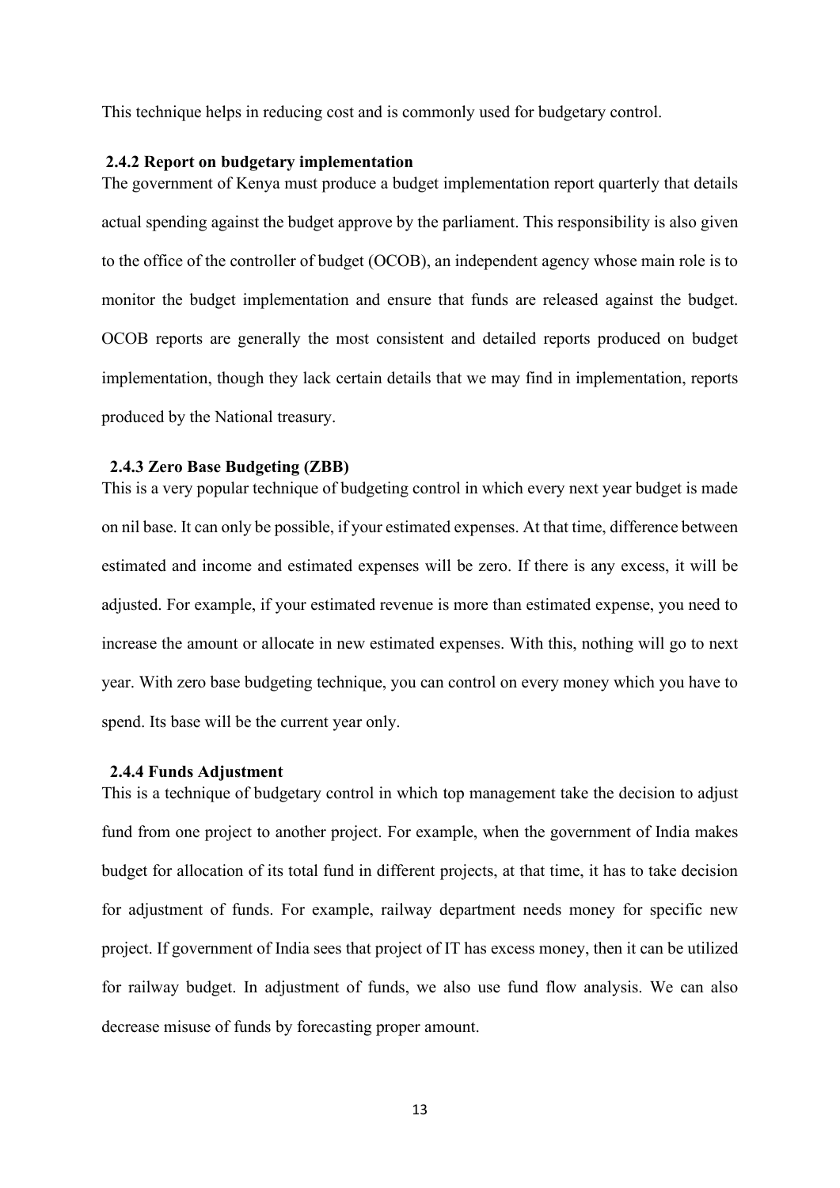This technique helps in reducing cost and is commonly used for budgetary control.

### 2.4.2 Report on budgetary implementation

The government of Kenya must produce a budget implementation report quarterly that details actual spending against the budget approve by the parliament. This responsibility is also given to the office of the controller of budget (OCOB), an independent agency whose main role is to monitor the budget implementation and ensure that funds are released against the budget. OCOB reports are generally the most consistent and detailed reports produced on budget implementation, though they lack certain details that we may find in implementation, reports produced by the National treasury.

### 2.4.3 Zero Base Budgeting (ZBB)

This is a very popular technique of budgeting control in which every next year budget is made on nil base. It can only be possible, if your estimated expenses. At that time, difference between estimated and income and estimated expenses will be zero. If there is any excess, it will be adjusted. For example, if your estimated revenue is more than estimated expense, you need to increase the amount or allocate in new estimated expenses. With this, nothing will go to next year. With zero base budgeting technique, you can control on every money which you have to spend. Its base will be the current year only.

### 2.4.4 Funds Adjustment

This is a technique of budgetary control in which top management take the decision to adjust fund from one project to another project. For example, when the government of India makes budget for allocation of its total fund in different projects, at that time, it has to take decision for adjustment of funds. For example, railway department needs money for specific new project. If government of India sees that project of IT has excess money, then it can be utilized for railway budget. In adjustment of funds, we also use fund flow analysis. We can also decrease misuse of funds by forecasting proper amount.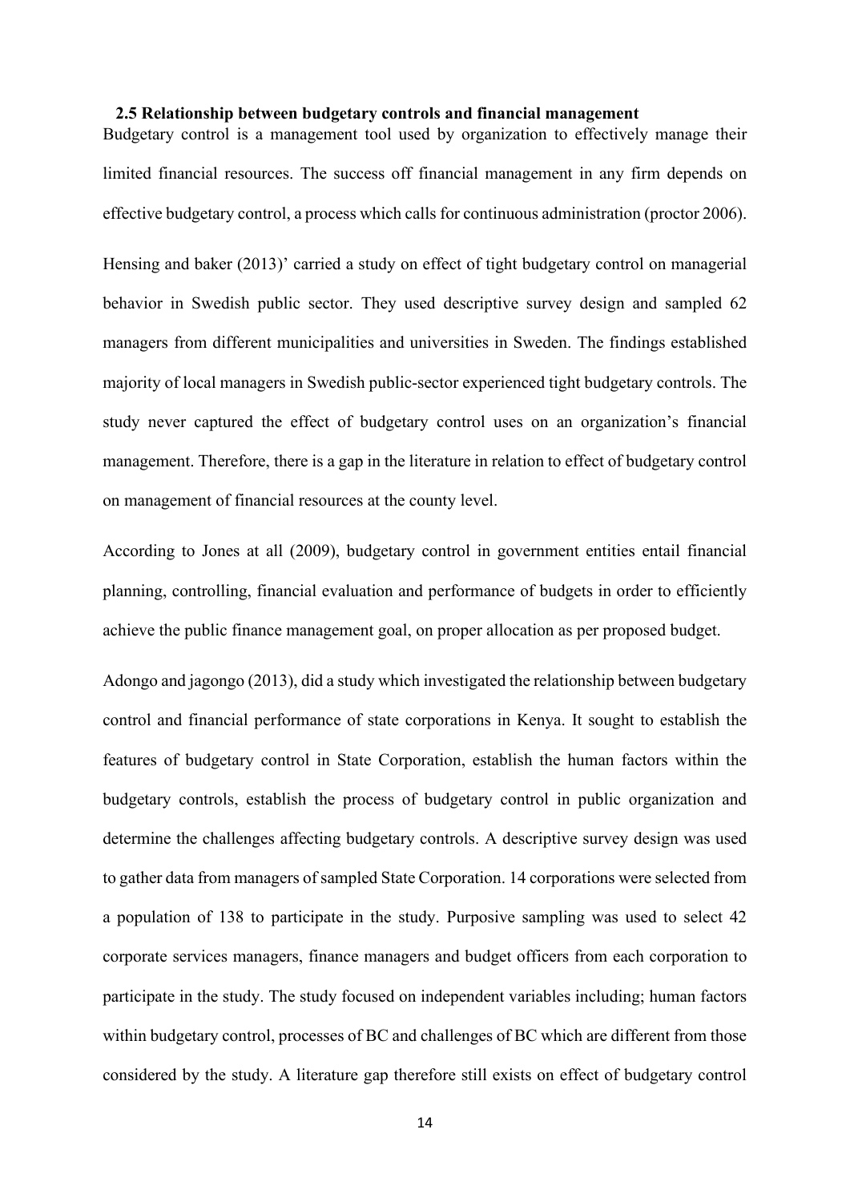### 2.5 Relationship between budgetary controls and financial management

Budgetary control is a management tool used by organization to effectively manage their limited financial resources. The success off financial management in any firm depends on effective budgetary control, a process which calls for continuous administration (proctor 2006).

Hensing and baker (2013)' carried a study on effect of tight budgetary control on managerial behavior in Swedish public sector. They used descriptive survey design and sampled 62 managers from different municipalities and universities in Sweden. The findings established majority of local managers in Swedish public-sector experienced tight budgetary controls. The study never captured the effect of budgetary control uses on an organization's financial management. Therefore, there is a gap in the literature in relation to effect of budgetary control on management of financial resources at the county level.

According to Jones at all (2009), budgetary control in government entities entail financial planning, controlling, financial evaluation and performance of budgets in order to efficiently achieve the public finance management goal, on proper allocation as per proposed budget.

Adongo and jagongo (2013), did a study which investigated the relationship between budgetary control and financial performance of state corporations in Kenya. It sought to establish the features of budgetary control in State Corporation, establish the human factors within the budgetary controls, establish the process of budgetary control in public organization and determine the challenges affecting budgetary controls. A descriptive survey design was used to gather data from managers of sampled State Corporation. 14 corporations were selected from a population of 138 to participate in the study. Purposive sampling was used to select 42 corporate services managers, finance managers and budget officers from each corporation to participate in the study. The study focused on independent variables including; human factors within budgetary control, processes of BC and challenges of BC which are different from those considered by the study. A literature gap therefore still exists on effect of budgetary control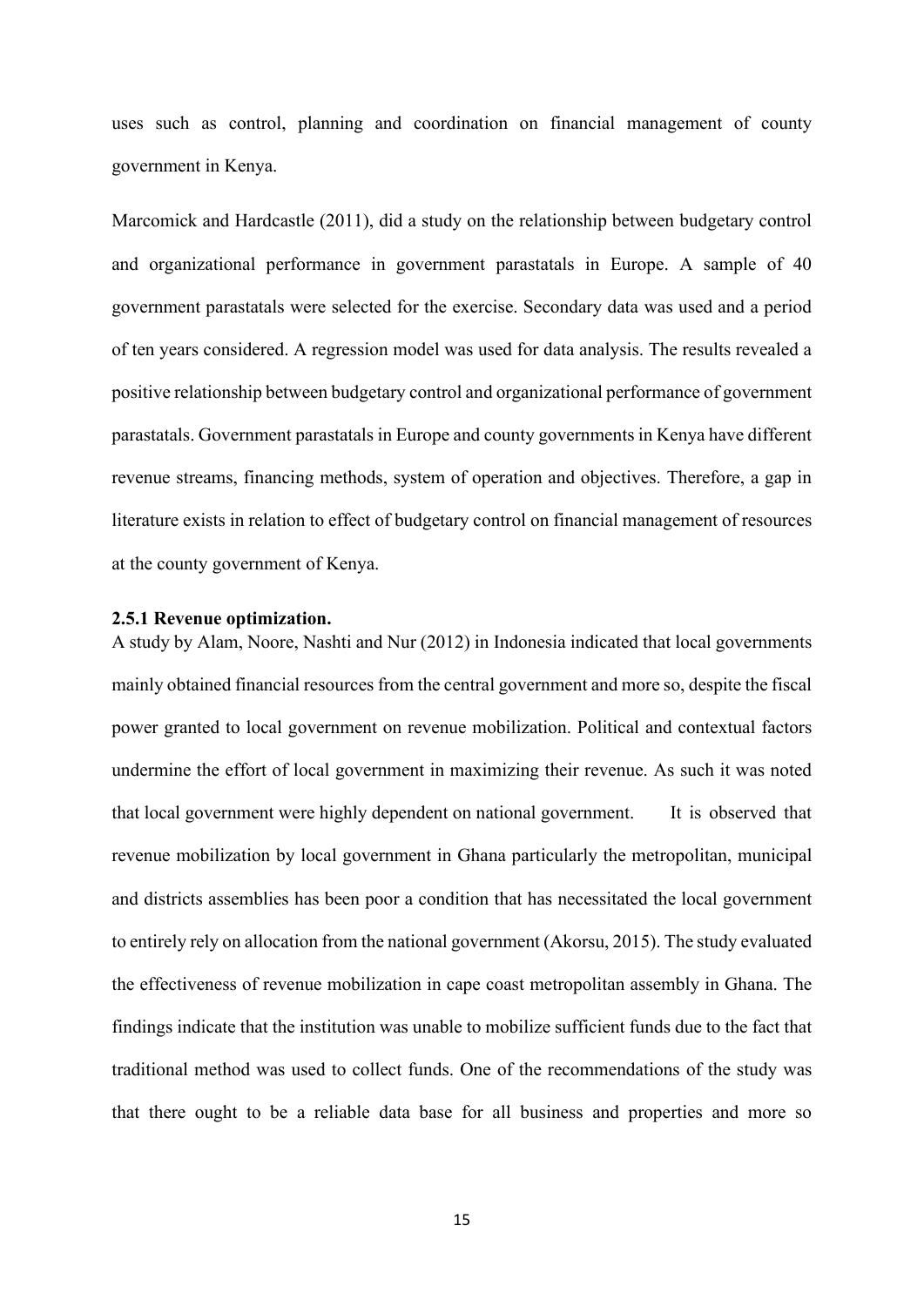uses such as control, planning and coordination on financial management of county government in Kenya.

Marcomick and Hardcastle (2011), did a study on the relationship between budgetary control and organizational performance in government parastatals in Europe. A sample of 40 government parastatals were selected for the exercise. Secondary data was used and a period of ten years considered. A regression model was used for data analysis. The results revealed a positive relationship between budgetary control and organizational performance of government parastatals. Government parastatals in Europe and county governments in Kenya have different revenue streams, financing methods, system of operation and objectives. Therefore, a gap in literature exists in relation to effect of budgetary control on financial management of resources at the county government of Kenya.

### 2.5.1 Revenue optimization.

A study by Alam, Noore, Nashti and Nur (2012) in Indonesia indicated that local governments mainly obtained financial resources from the central government and more so, despite the fiscal power granted to local government on revenue mobilization. Political and contextual factors undermine the effort of local government in maximizing their revenue. As such it was noted that local government were highly dependent on national government. It is observed that revenue mobilization by local government in Ghana particularly the metropolitan, municipal and districts assemblies has been poor a condition that has necessitated the local government to entirely rely on allocation from the national government (Akorsu, 2015). The study evaluated the effectiveness of revenue mobilization in cape coast metropolitan assembly in Ghana. The findings indicate that the institution was unable to mobilize sufficient funds due to the fact that traditional method was used to collect funds. One of the recommendations of the study was that there ought to be a reliable data base for all business and properties and more so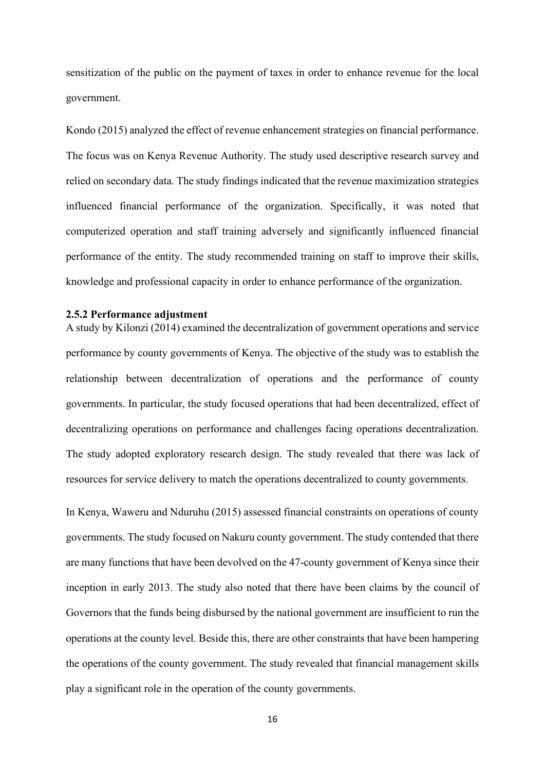sensitization of the public on the payment of taxes in order to enhance revenue for the local government.

Kondo (2015) analyzed the effect of revenue enhancement strategies on financial performance. The focus was on Kenya Revenue Authority. The study used descriptive research survey and relied on secondary data. The study findings indicated that the revenue maximization strategies influenced financial performance of the organization. Specifically, it was noted that computerized operation and staff training adversely and significantly influenced financial performance of the entity. The study recommended training on staff to improve their skills, knowledge and professional capacity in order to enhance performance of the organization.

### 2.5.2 Performance adjustment

A study by Kilonzi (2014) examined the decentralization of government operations and service performance by county governments of Kenya. The objective of the study was to establish the relationship between decentralization of operations and the performance of county governments. In particular, the study focused operations that had been decentralized, effect of decentralizing operations on performance and challenges facing operations decentralization. The study adopted exploratory research design. The study revealed that there was lack of resources for service delivery to match the operations decentralized to county governments.

In Kenya, Waweru and Nduruhu (2015) assessed financial constraints on operations of county governments. The study focused on Nakuru county government. The study contended that there are many functions that have been devolved on the 47-county government of Kenya since their inception in early 2013. The study also noted that there have been claims by the council of Governors that the funds being disbursed by the national government are insufficient to run the operations at the county level. Beside this, there are other constraints that have been hampering the operations of the county government. The study revealed that financial management skills play a significant role in the operation of the county governments.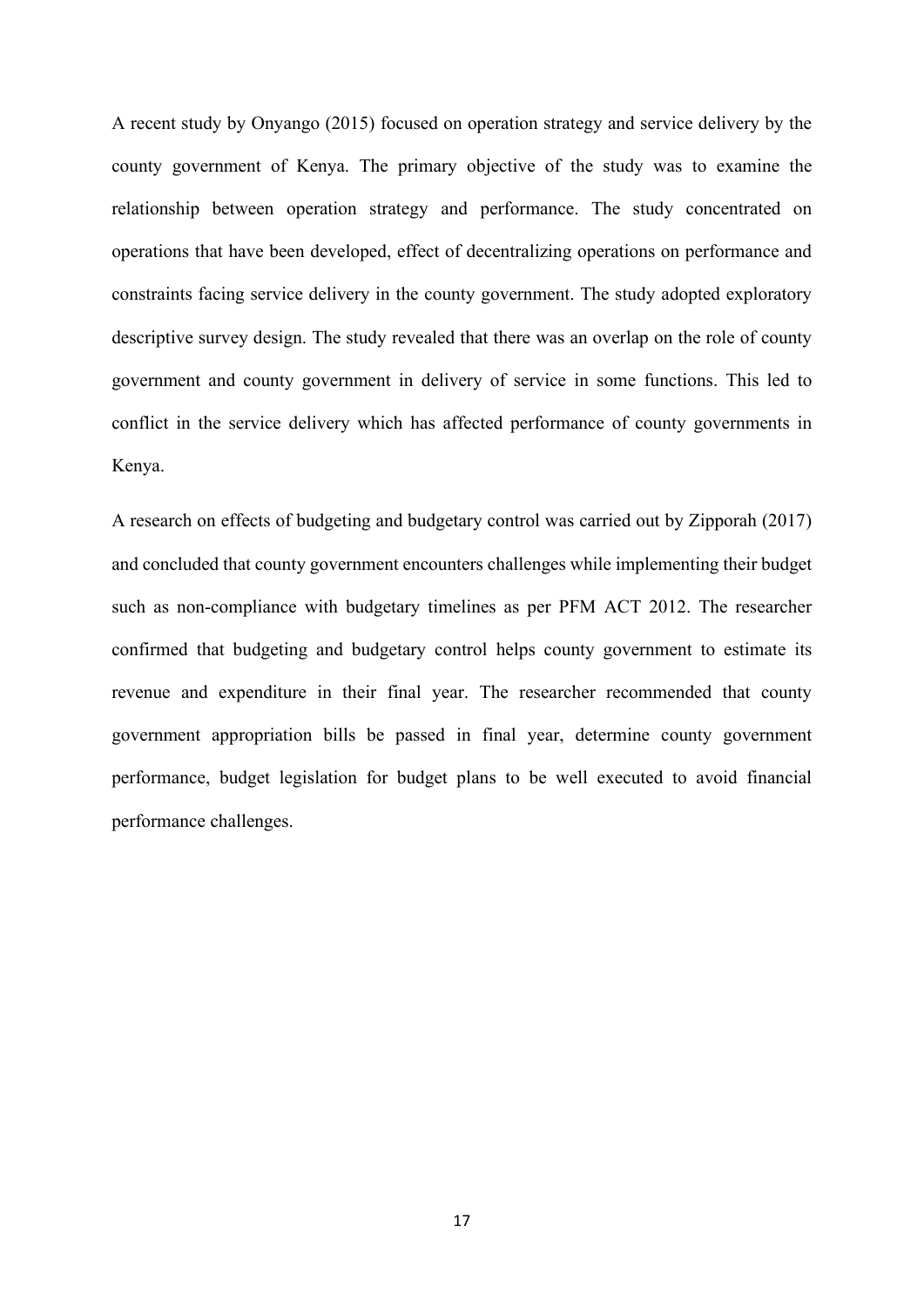A recent study by Onyango (2015) focused on operation strategy and service delivery by the county government of Kenya. The primary objective of the study was to examine the relationship between operation strategy and performance. The study concentrated on operations that have been developed, effect of decentralizing operations on performance and constraints facing service delivery in the county government. The study adopted exploratory descriptive survey design. The study revealed that there was an overlap on the role of county government and county government in delivery of service in some functions. This led to conflict in the service delivery which has affected performance of county governments in Kenya.

A research on effects of budgeting and budgetary control was carried out by Zipporah (2017) and concluded that county government encounters challenges while implementing their budget such as non-compliance with budgetary timelines as per PFM ACT 2012. The researcher confirmed that budgeting and budgetary control helps county government to estimate its revenue and expenditure in their final year. The researcher recommended that county government appropriation bills be passed in final year, determine county government performance, budget legislation for budget plans to be well executed to avoid financial performance challenges.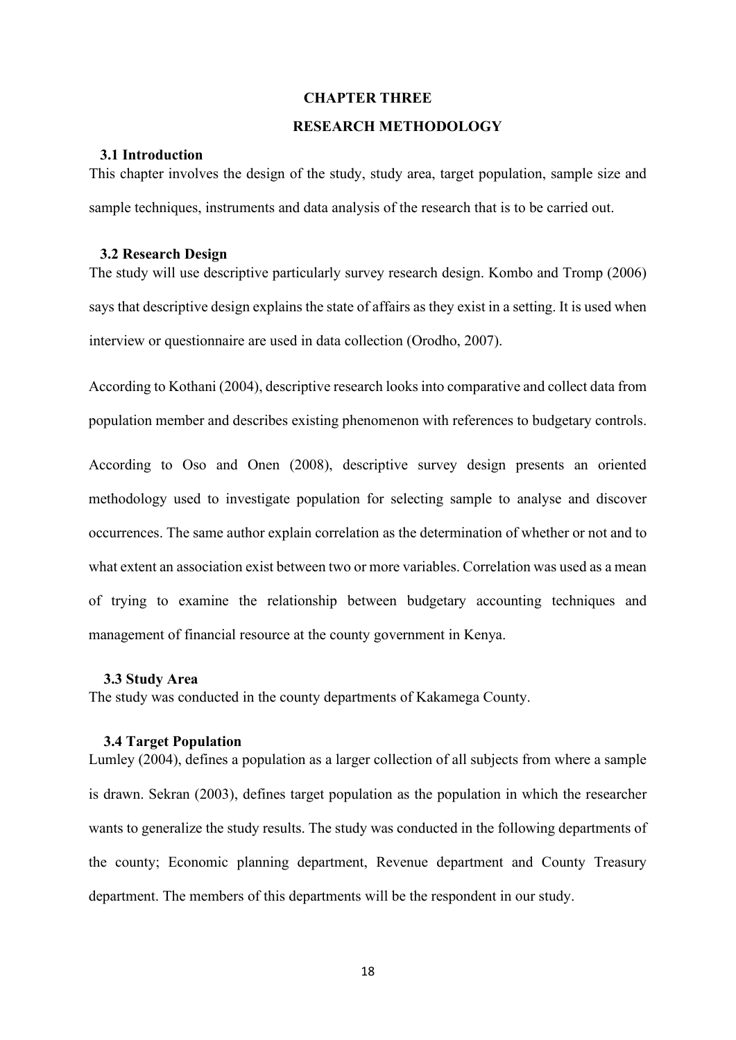# CHAPTER THREE

# RESEARCH METHODOLOGY

## 3.1 Introduction

This chapter involves the design of the study, study area, target population, sample size and sample techniques, instruments and data analysis of the research that is to be carried out.

## 3.2 Research Design

The study will use descriptive particularly survey research design. Kombo and Tromp (2006) says that descriptive design explains the state of affairs as they exist in a setting. It is used when interview or questionnaire are used in data collection (Orodho, 2007).

According to Kothani (2004), descriptive research looks into comparative and collect data from population member and describes existing phenomenon with references to budgetary controls.

According to Oso and Onen (2008), descriptive survey design presents an oriented methodology used to investigate population for selecting sample to analyse and discover occurrences. The same author explain correlation as the determination of whether or not and to what extent an association exist between two or more variables. Correlation was used as a mean of trying to examine the relationship between budgetary accounting techniques and management of financial resource at the county government in Kenya.

## 3.3 Study Area

The study was conducted in the county departments of Kakamega County.

## 3.4 Target Population

Lumley (2004), defines a population as a larger collection of all subjects from where a sample is drawn. Sekran (2003), defines target population as the population in which the researcher wants to generalize the study results. The study was conducted in the following departments of the county; Economic planning department, Revenue department and County Treasury department. The members of this departments will be the respondent in our study.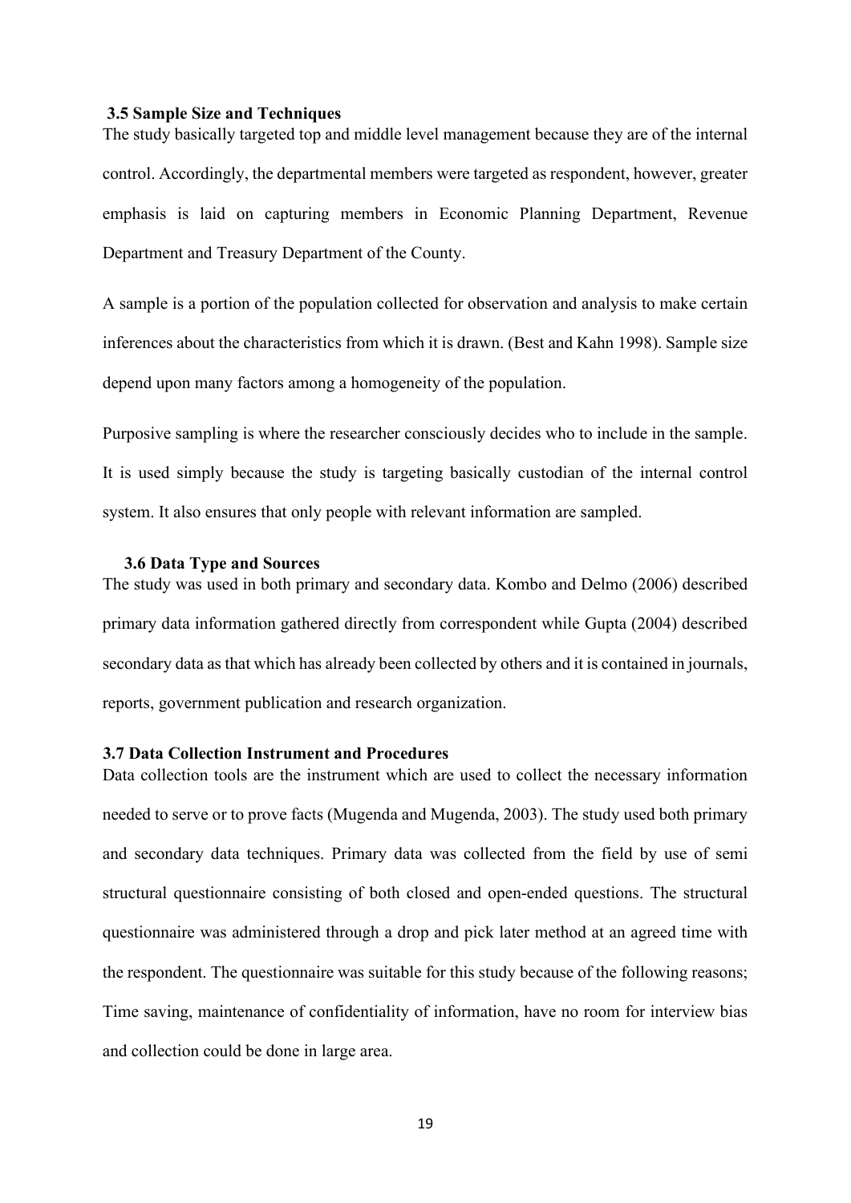### 3.5 Sample Size and Techniques

The study basically targeted top and middle level management because they are of the internal control. Accordingly, the departmental members were targeted as respondent, however, greater emphasis is laid on capturing members in Economic Planning Department, Revenue Department and Treasury Department of the County.

A sample is a portion of the population collected for observation and analysis to make certain inferences about the characteristics from which it is drawn. (Best and Kahn 1998). Sample size depend upon many factors among a homogeneity of the population.

Purposive sampling is where the researcher consciously decides who to include in the sample. It is used simply because the study is targeting basically custodian of the internal control system. It also ensures that only people with relevant information are sampled.

### 3.6 Data Type and Sources

The study was used in both primary and secondary data. Kombo and Delmo (2006) described primary data information gathered directly from correspondent while Gupta (2004) described secondary data as that which has already been collected by others and it is contained in journals, reports, government publication and research organization.

### 3.7 Data Collection Instrument and Procedures

Data collection tools are the instrument which are used to collect the necessary information needed to serve or to prove facts (Mugenda and Mugenda, 2003). The study used both primary and secondary data techniques. Primary data was collected from the field by use of semi structural questionnaire consisting of both closed and open-ended questions. The structural questionnaire was administered through a drop and pick later method at an agreed time with the respondent. The questionnaire was suitable for this study because of the following reasons; Time saving, maintenance of confidentiality of information, have no room for interview bias and collection could be done in large area.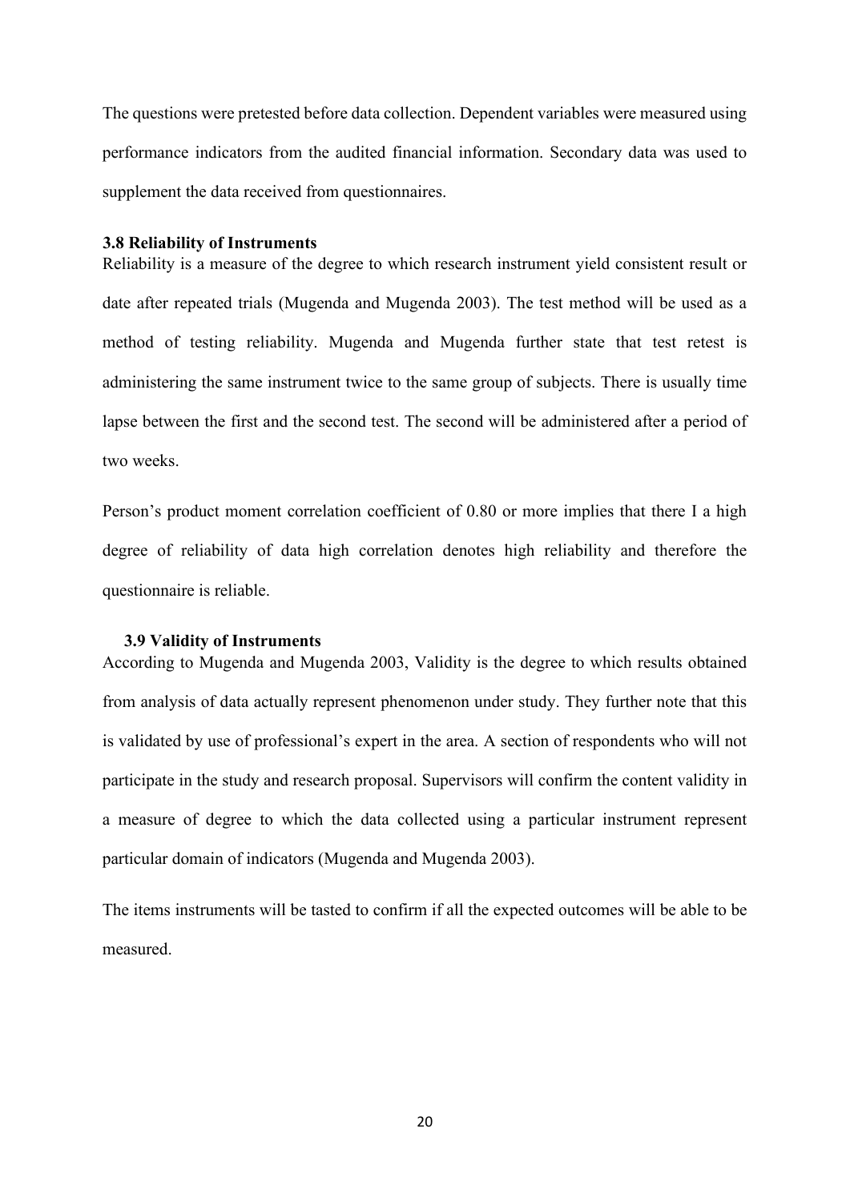The questions were pretested before data collection. Dependent variables were measured using performance indicators from the audited financial information. Secondary data was used to supplement the data received from questionnaires.

### 3.8 Reliability of Instruments

Reliability is a measure of the degree to which research instrument yield consistent result or date after repeated trials (Mugenda and Mugenda 2003). The test method will be used as a method of testing reliability. Mugenda and Mugenda further state that test retest is administering the same instrument twice to the same group of subjects. There is usually time lapse between the first and the second test. The second will be administered after a period of two weeks.

Person's product moment correlation coefficient of 0.80 or more implies that there I a high degree of reliability of data high correlation denotes high reliability and therefore the questionnaire is reliable.

### 3.9 Validity of Instruments

According to Mugenda and Mugenda 2003, Validity is the degree to which results obtained from analysis of data actually represent phenomenon under study. They further note that this is validated by use of professional's expert in the area. A section of respondents who will not participate in the study and research proposal. Supervisors will confirm the content validity in a measure of degree to which the data collected using a particular instrument represent particular domain of indicators (Mugenda and Mugenda 2003).

The items instruments will be tasted to confirm if all the expected outcomes will be able to be measured.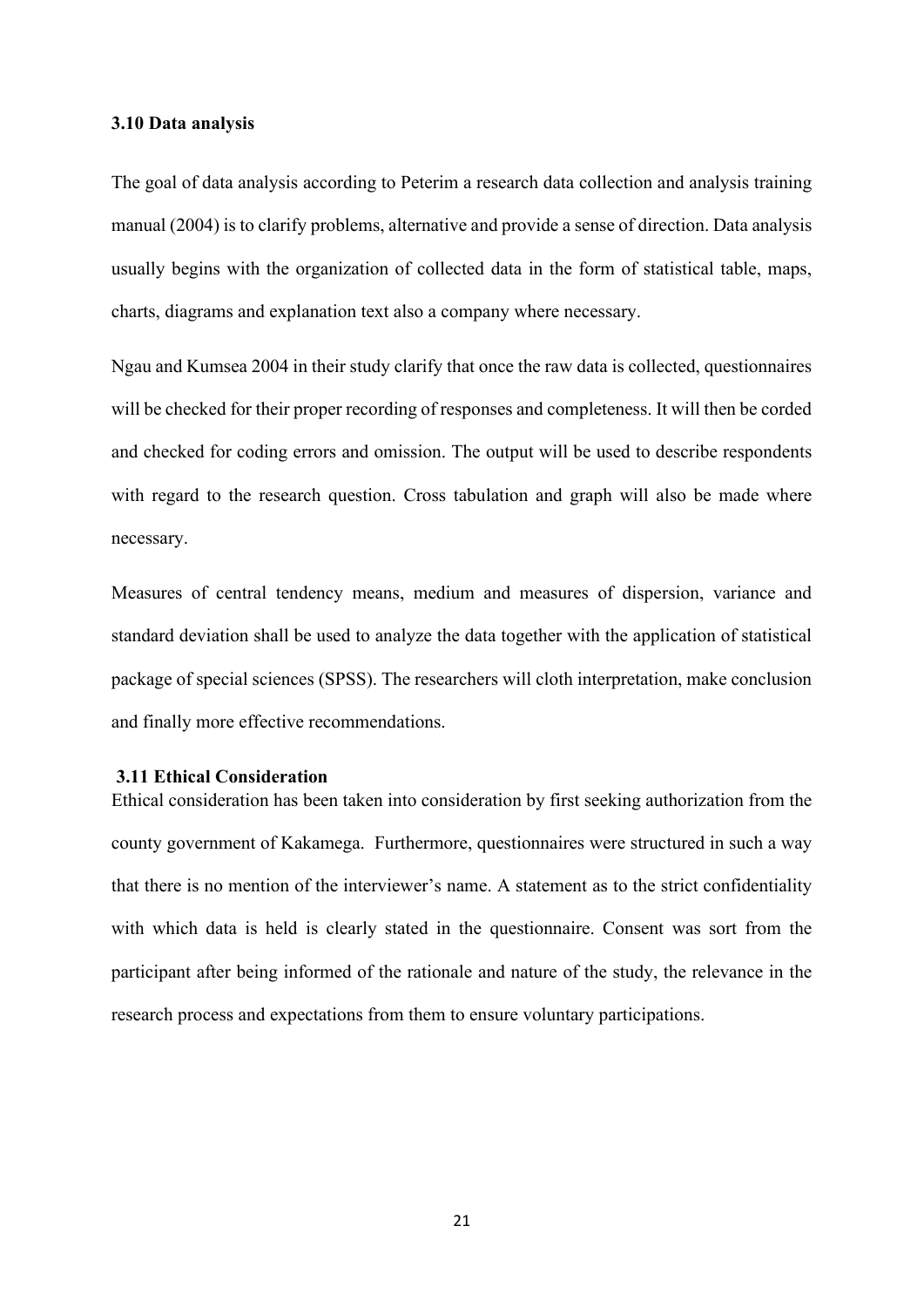### 3.10 Data analysis

The goal of data analysis according to Peterim a research data collection and analysis training manual (2004) is to clarify problems, alternative and provide a sense of direction. Data analysis usually begins with the organization of collected data in the form of statistical table, maps, charts, diagrams and explanation text also a company where necessary.

Ngau and Kumsea 2004 in their study clarify that once the raw data is collected, questionnaires will be checked for their proper recording of responses and completeness. It will then be corded and checked for coding errors and omission. The output will be used to describe respondents with regard to the research question. Cross tabulation and graph will also be made where necessary.

Measures of central tendency means, medium and measures of dispersion, variance and standard deviation shall be used to analyze the data together with the application of statistical package of special sciences (SPSS). The researchers will cloth interpretation, make conclusion and finally more effective recommendations.

### 3.11 Ethical Consideration

Ethical consideration has been taken into consideration by first seeking authorization from the county government of Kakamega. Furthermore, questionnaires were structured in such a way that there is no mention of the interviewer's name. A statement as to the strict confidentiality with which data is held is clearly stated in the questionnaire. Consent was sort from the participant after being informed of the rationale and nature of the study, the relevance in the research process and expectations from them to ensure voluntary participations.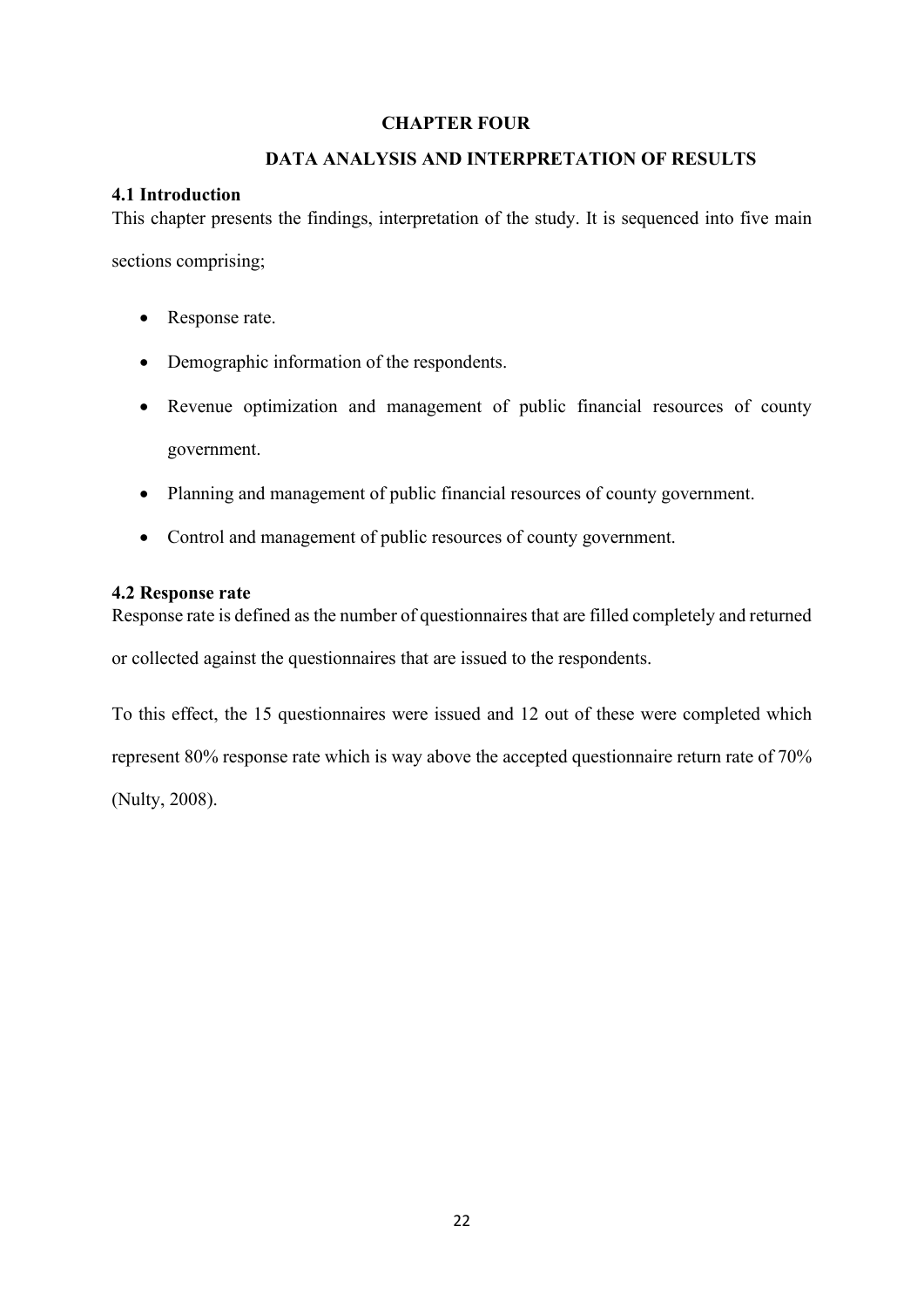# CHAPTER FOUR

# DATA ANALYSIS AND INTERPRETATION OF RESULTS

## 4.1 Introduction

This chapter presents the findings, interpretation of the study. It is sequenced into five main sections comprising;

- Response rate.
- Demographic information of the respondents.
- Revenue optimization and management of public financial resources of county government.
- Planning and management of public financial resources of county government.
- Control and management of public resources of county government.

## 4.2 Response rate

Response rate is defined as the number of questionnaires that are filled completely and returned or collected against the questionnaires that are issued to the respondents.

To this effect, the 15 questionnaires were issued and 12 out of these were completed which represent 80% response rate which is way above the accepted questionnaire return rate of 70% (Nulty, 2008).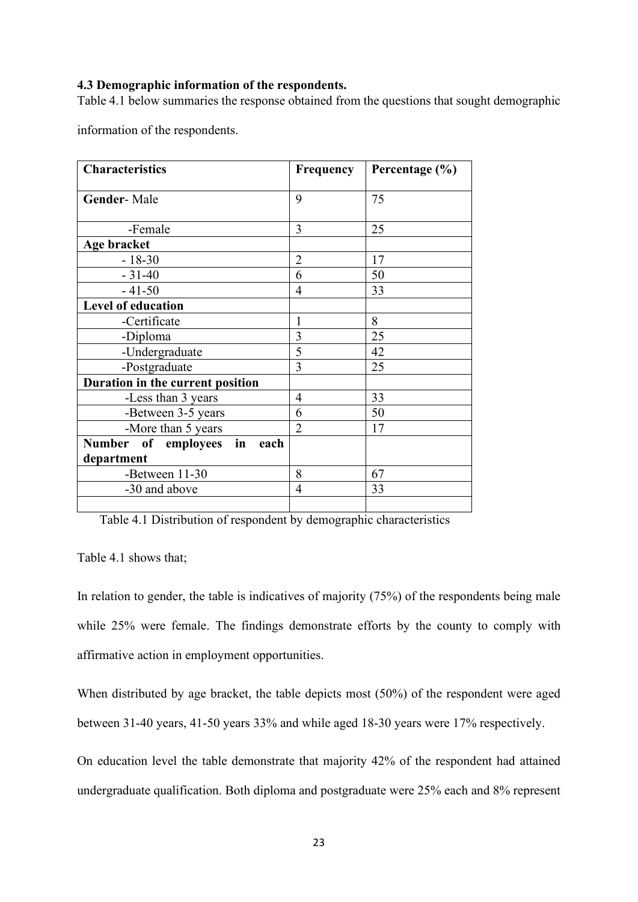### 4.3 Demographic information of the respondents.

Table 4.1 below summaries the response obtained from the questions that sought demographic information of the respondents.

| Characteristics | Frequency | Percentage (%) |
|---|---|---|
| **Gender**- Male | 9 | 75 |
| -Female | 3 | 25 |
| **Age bracket** | | |
| - 18-30 | 2 | 17 |
| - 31-40 | 6 | 50 |
| - 41-50 | 4 | 33 |
| **Level of education** | | |
| -Certificate | 1 | 8 |
| -Diploma | 3 | 25 |
| -Undergraduate | 5 | 42 |
| -Postgraduate | 3 | 25 |
| **Duration in the current position** | | |
| -Less than 3 years | 4 | 33 |
| -Between 3-5 years | 6 | 50 |
| -More than 5 years | 2 | 17 |
| **Number of employees in each department** | | |
| -Between 11-30 | 8 | 67 |
| -30 and above | 4 | 33 |
| | | |

Table 4.1 Distribution of respondent by demographic characteristics

Table 4.1 shows that;

In relation to gender, the table is indicatives of majority (75%) of the respondents being male while 25% were female. The findings demonstrate efforts by the county to comply with affirmative action in employment opportunities.

When distributed by age bracket, the table depicts most (50%) of the respondent were aged between 31-40 years, 41-50 years 33% and while aged 18-30 years were 17% respectively.

On education level the table demonstrate that majority 42% of the respondent had attained undergraduate qualification. Both diploma and postgraduate were 25% each and 8% represent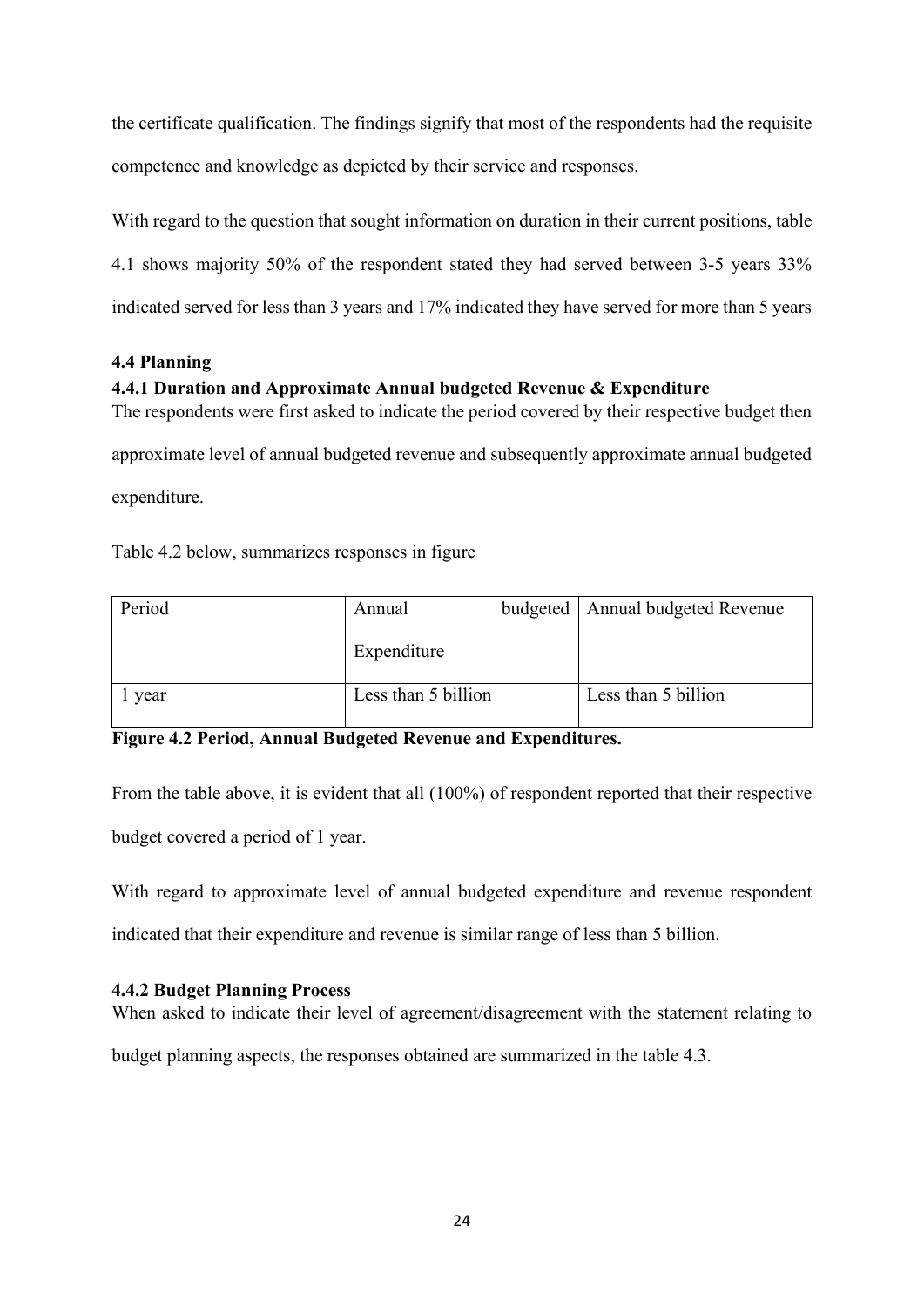the certificate qualification. The findings signify that most of the respondents had the requisite competence and knowledge as depicted by their service and responses.

With regard to the question that sought information on duration in their current positions, table 4.1 shows majority 50% of the respondent stated they had served between 3-5 years 33% indicated served for less than 3 years and 17% indicated they have served for more than 5 years

### 4.4 Planning

#### 4.4.1 Duration and Approximate Annual budgeted Revenue & Expenditure

The respondents were first asked to indicate the period covered by their respective budget then approximate level of annual budgeted revenue and subsequently approximate annual budgeted expenditure.

Table 4.2 below, summarizes responses in figure

| Period | Annual budgeted Expenditure | Annual budgeted Revenue |
|---|---|---|
| 1 year | Less than 5 billion | Less than 5 billion |

**Figure 4.2 Period, Annual Budgeted Revenue and Expenditures.**

From the table above, it is evident that all (100%) of respondent reported that their respective budget covered a period of 1 year.

With regard to approximate level of annual budgeted expenditure and revenue respondent indicated that their expenditure and revenue is similar range of less than 5 billion.

#### 4.4.2 Budget Planning Process

When asked to indicate their level of agreement/disagreement with the statement relating to budget planning aspects, the responses obtained are summarized in the table 4.3.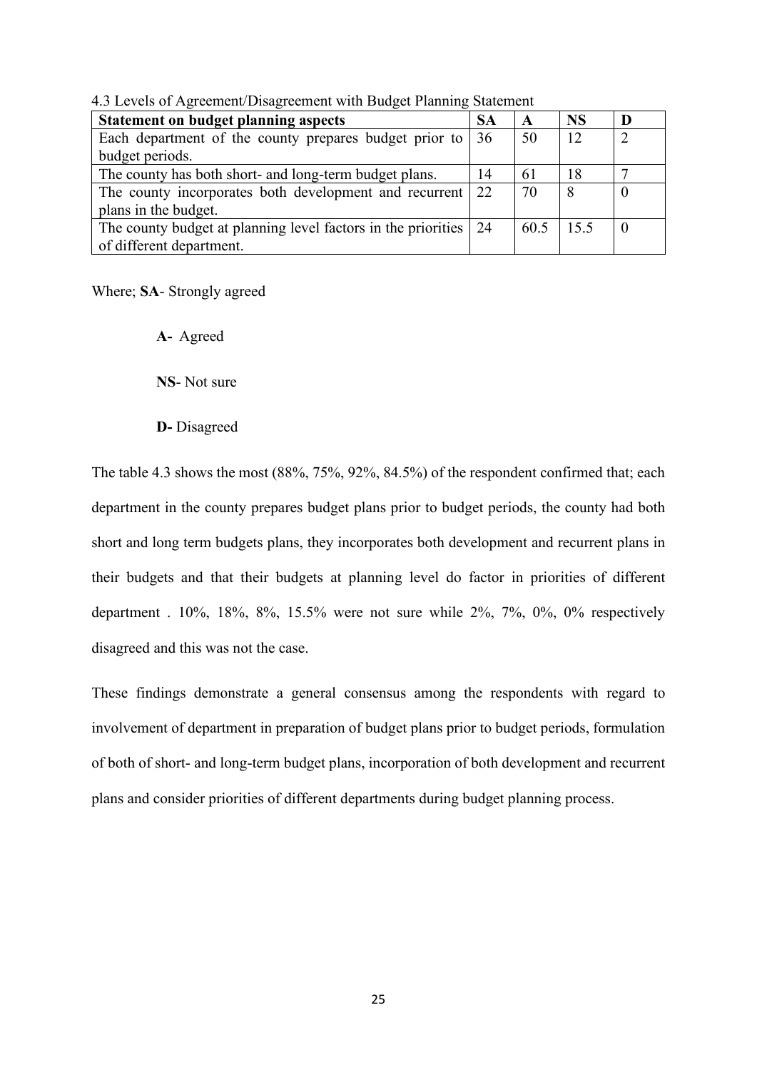4.3 Levels of Agreement/Disagreement with Budget Planning Statement

| **Statement on budget planning aspects** | **SA** | **A** | **NS** | **D** |
|---|---|---|---|---|
| Each department of the county prepares budget prior to budget periods. | 36 | 50 | 12 | 2 |
| The county has both short- and long-term budget plans. | 14 | 61 | 18 | 7 |
| The county incorporates both development and recurrent plans in the budget. | 22 | 70 | 8 | 0 |
| The county budget at planning level factors in the priorities of different department. | 24 | 60.5 | 15.5 | 0 |

Where; **SA**- Strongly agreed

**A-** Agreed

**NS**- Not sure

**D-** Disagreed

The table 4.3 shows the most (88%, 75%, 92%, 84.5%) of the respondent confirmed that; each department in the county prepares budget plans prior to budget periods, the county had both short and long term budgets plans, they incorporates both development and recurrent plans in their budgets and that their budgets at planning level do factor in priorities of different department . 10%, 18%, 8%, 15.5% were not sure while 2%, 7%, 0%, 0% respectively disagreed and this was not the case.

These findings demonstrate a general consensus among the respondents with regard to involvement of department in preparation of budget plans prior to budget periods, formulation of both of short- and long-term budget plans, incorporation of both development and recurrent plans and consider priorities of different departments during budget planning process.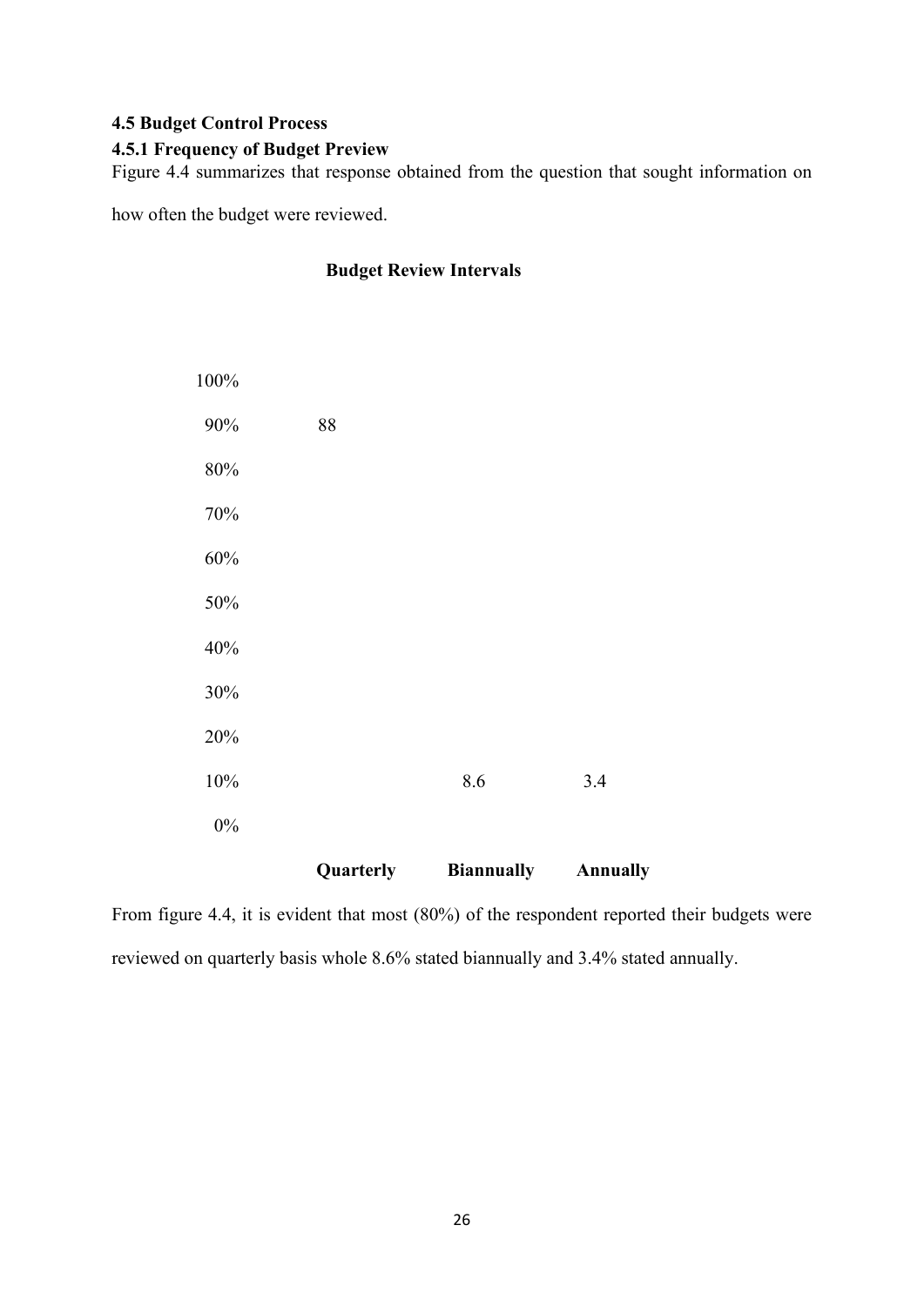### 4.5 Budget Control Process

### 4.5.1 Frequency of Budget Preview

Figure 4.4 summarizes that response obtained from the question that sought information on how often the budget were reviewed.

**Budget Review Intervals**

| | Quarterly | Biannually | Annually |
|---|---|---|---|
| % | 88 | 8.6 | 3.4 |

From figure 4.4, it is evident that most (80%) of the respondent reported their budgets were reviewed on quarterly basis whole 8.6% stated biannually and 3.4% stated annually.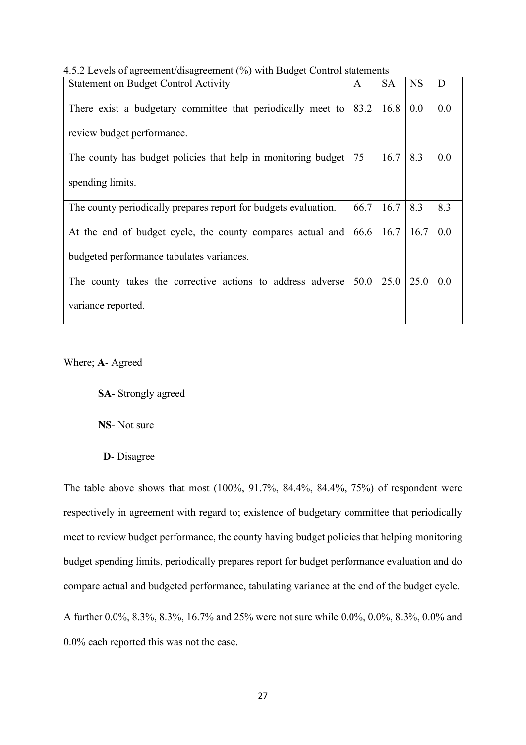4.5.2 Levels of agreement/disagreement (%) with Budget Control statements

| Statement on Budget Control Activity | A | SA | NS | D |
|---|---|---|---|---|
| There exist a budgetary committee that periodically meet to review budget performance. | 83.2 | 16.8 | 0.0 | 0.0 |
| The county has budget policies that help in monitoring budget spending limits. | 75 | 16.7 | 8.3 | 0.0 |
| The county periodically prepares report for budgets evaluation. | 66.7 | 16.7 | 8.3 | 8.3 |
| At the end of budget cycle, the county compares actual and budgeted performance tabulates variances. | 66.6 | 16.7 | 16.7 | 0.0 |
| The county takes the corrective actions to address adverse variance reported. | 50.0 | 25.0 | 25.0 | 0.0 |

Where; **A**- Agreed

**SA-** Strongly agreed

**NS**- Not sure

**D**- Disagree

The table above shows that most (100%, 91.7%, 84.4%, 84.4%, 75%) of respondent were respectively in agreement with regard to; existence of budgetary committee that periodically meet to review budget performance, the county having budget policies that helping monitoring budget spending limits, periodically prepares report for budget performance evaluation and do compare actual and budgeted performance, tabulating variance at the end of the budget cycle.

A further 0.0%, 8.3%, 8.3%, 16.7% and 25% were not sure while 0.0%, 0.0%, 8.3%, 0.0% and 0.0% each reported this was not the case.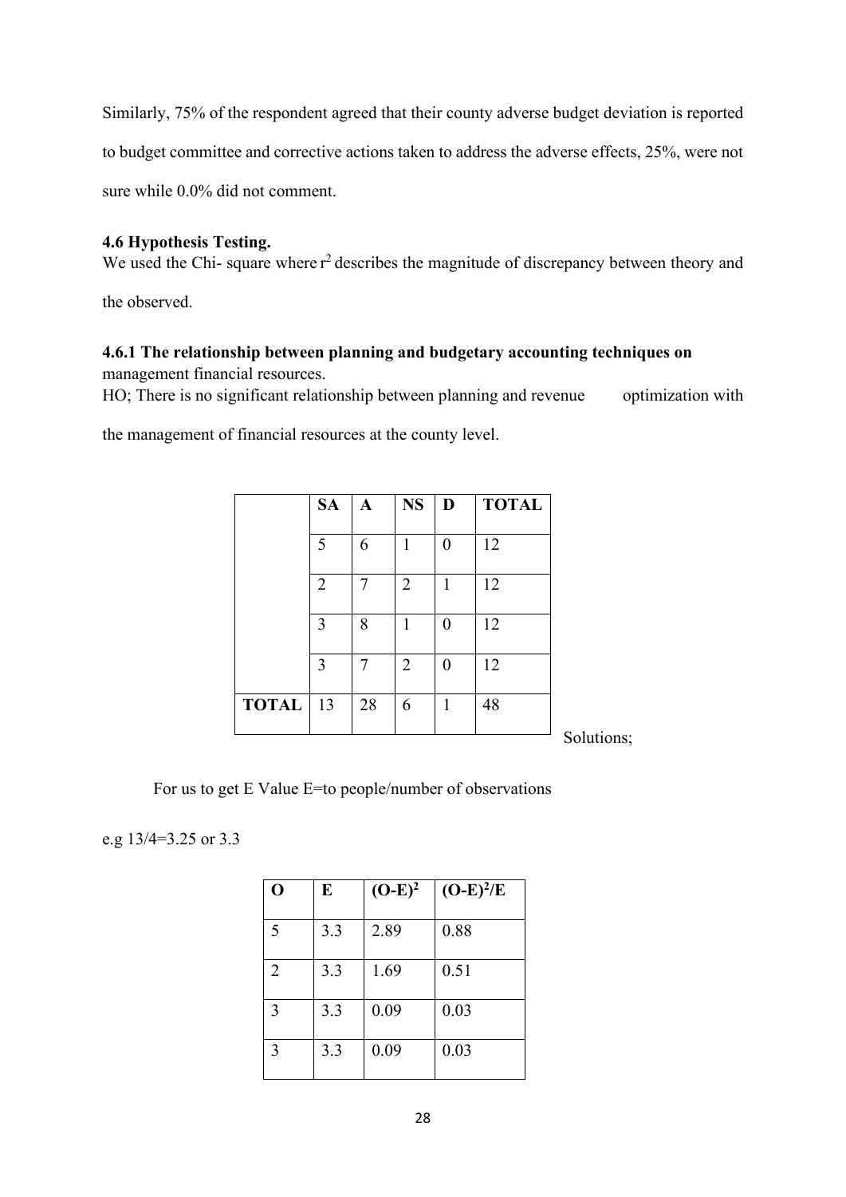Similarly, 75% of the respondent agreed that their county adverse budget deviation is reported to budget committee and corrective actions taken to address the adverse effects, 25%, were not sure while 0.0% did not comment.

### 4.6 Hypothesis Testing.

We used the Chi- square where $r^2$ describes the magnitude of discrepancy between theory and the observed.

#### 4.6.1 The relationship between planning and budgetary accounting techniques on management financial resources.

HO; There is no significant relationship between planning and revenue optimization with the management of financial resources at the county level.

| | SA | A | NS | D | TOTAL |
|---|---|---|---|---|---|
| | 5 | 6 | 1 | 0 | 12 |
| | 2 | 7 | 2 | 1 | 12 |
| | 3 | 8 | 1 | 0 | 12 |
| | 3 | 7 | 2 | 0 | 12 |
| TOTAL | 13 | 28 | 6 | 1 | 48 |

Solutions;

For us to get E Value E=to people/number of observations

e.g 13/4=3.25 or 3.3

| O | E | $(O-E)^2$ | $(O-E)^2/E$ |
|---|---|---|---|
| 5 | 3.3 | 2.89 | 0.88 |
| 2 | 3.3 | 1.69 | 0.51 |
| 3 | 3.3 | 0.09 | 0.03 |
| 3 | 3.3 | 0.09 | 0.03 |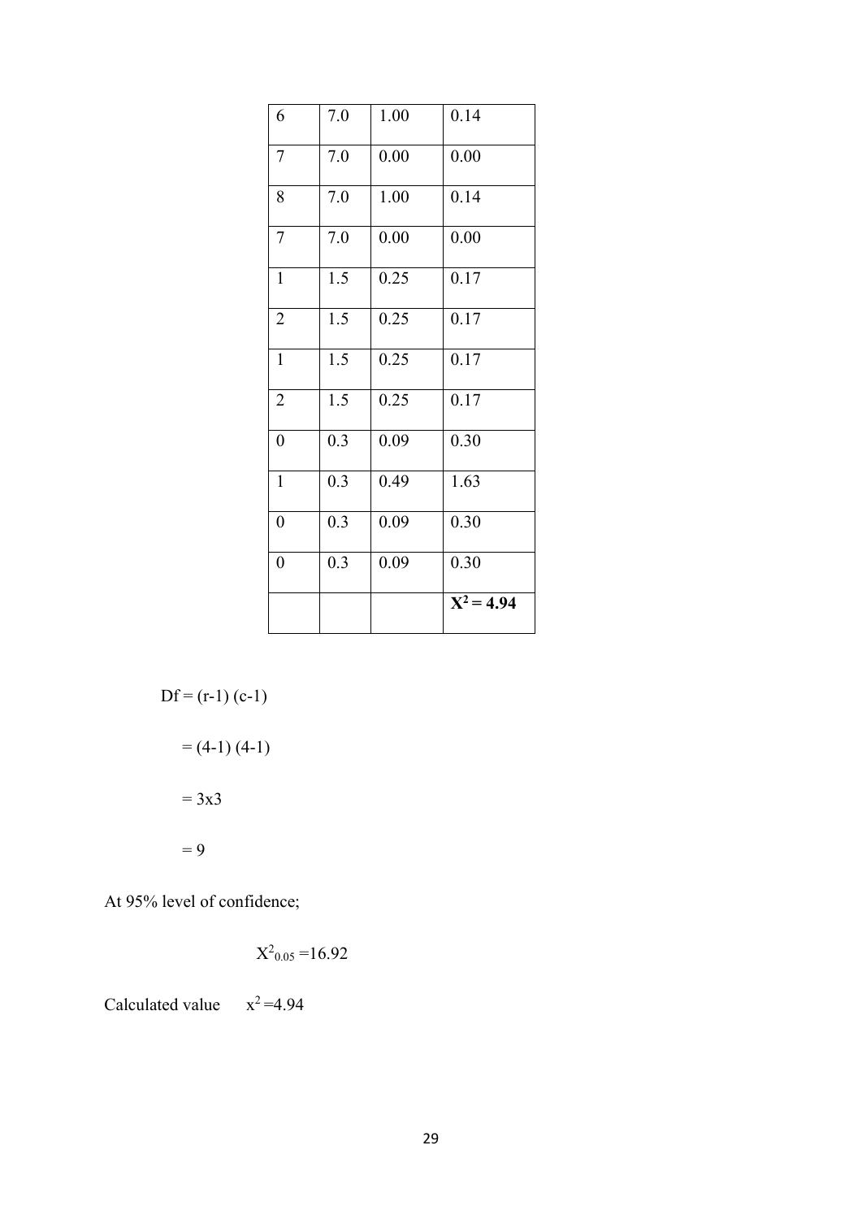| | | | |
|---|---|---|---|
| 6 | 7.0 | 1.00 | 0.14 |
| 7 | 7.0 | 0.00 | 0.00 |
| 8 | 7.0 | 1.00 | 0.14 |
| 7 | 7.0 | 0.00 | 0.00 |
| 1 | 1.5 | 0.25 | 0.17 |
| 2 | 1.5 | 0.25 | 0.17 |
| 1 | 1.5 | 0.25 | 0.17 |
| 2 | 1.5 | 0.25 | 0.17 |
| 0 | 0.3 | 0.09 | 0.30 |
| 1 | 0.3 | 0.49 | 1.63 |
| 0 | 0.3 | 0.09 | 0.30 |
| 0 | 0.3 | 0.09 | 0.30 |
| | | | **$X^2 = 4.94$** |

Df = (r-1) (c-1)

= (4-1) (4-1)

= 3x3

= 9

At 95% level of confidence;

$X^2_{0.05} = 16.92$

Calculated value $x^2 = 4.94$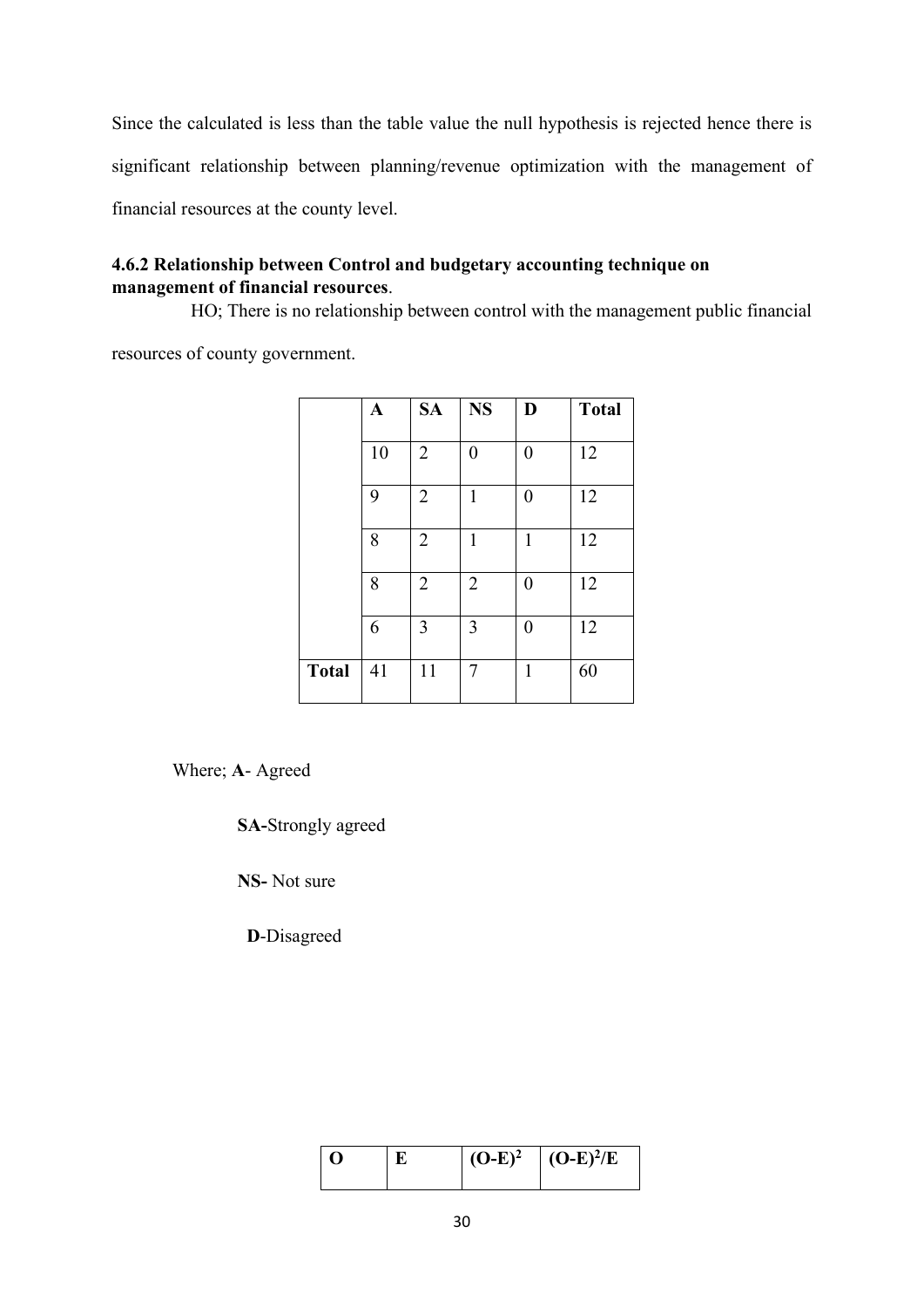Since the calculated is less than the table value the null hypothesis is rejected hence there is significant relationship between planning/revenue optimization with the management of financial resources at the county level.

### 4.6.2 Relationship between Control and budgetary accounting technique on management of financial resources.

HO; There is no relationship between control with the management public financial resources of county government.

| | A | SA | NS | D | Total |
|---|---|---|---|---|---|
| | 10 | 2 | 0 | 0 | 12 |
| | 9 | 2 | 1 | 0 | 12 |
| | 8 | 2 | 1 | 1 | 12 |
| | 8 | 2 | 2 | 0 | 12 |
| | 6 | 3 | 3 | 0 | 12 |
| **Total** | 41 | 11 | 7 | 1 | 60 |

Where; **A**- Agreed

**SA-**Strongly agreed

**NS-** Not sure

**D**-Disagreed

| O | E | $(O-E)^2$ | $(O-E)^2/E$ |
|---|---|---|---|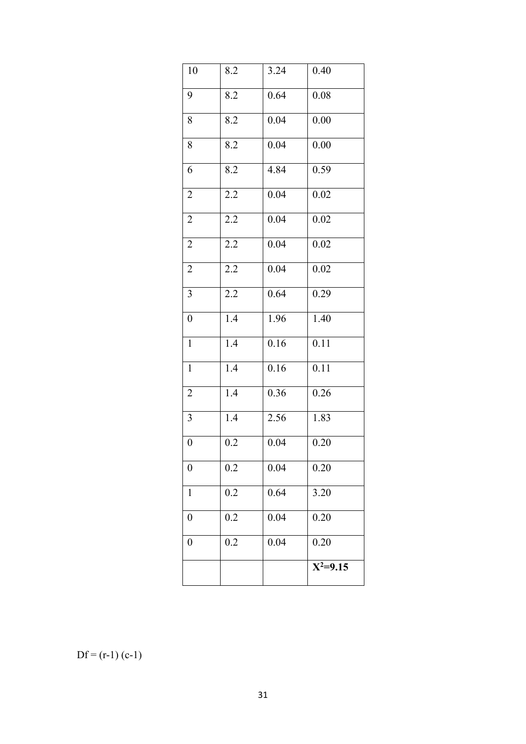| 10 | 8.2 | 3.24 | 0.40 |
|---|---|---|---|
| 9 | 8.2 | 0.64 | 0.08 |
| 8 | 8.2 | 0.04 | 0.00 |
| 8 | 8.2 | 0.04 | 0.00 |
| 6 | 8.2 | 4.84 | 0.59 |
| 2 | 2.2 | 0.04 | 0.02 |
| 2 | 2.2 | 0.04 | 0.02 |
| 2 | 2.2 | 0.04 | 0.02 |
| 2 | 2.2 | 0.04 | 0.02 |
| 3 | 2.2 | 0.64 | 0.29 |
| 0 | 1.4 | 1.96 | 1.40 |
| 1 | 1.4 | 0.16 | 0.11 |
| 1 | 1.4 | 0.16 | 0.11 |
| 2 | 1.4 | 0.36 | 0.26 |
| 3 | 1.4 | 2.56 | 1.83 |
| 0 | 0.2 | 0.04 | 0.20 |
| 0 | 0.2 | 0.04 | 0.20 |
| 1 | 0.2 | 0.64 | 3.20 |
| 0 | 0.2 | 0.04 | 0.20 |
| 0 | 0.2 | 0.04 | 0.20 |
| | | | **$X^2$=9.15** |

Df = (r-1) (c-1)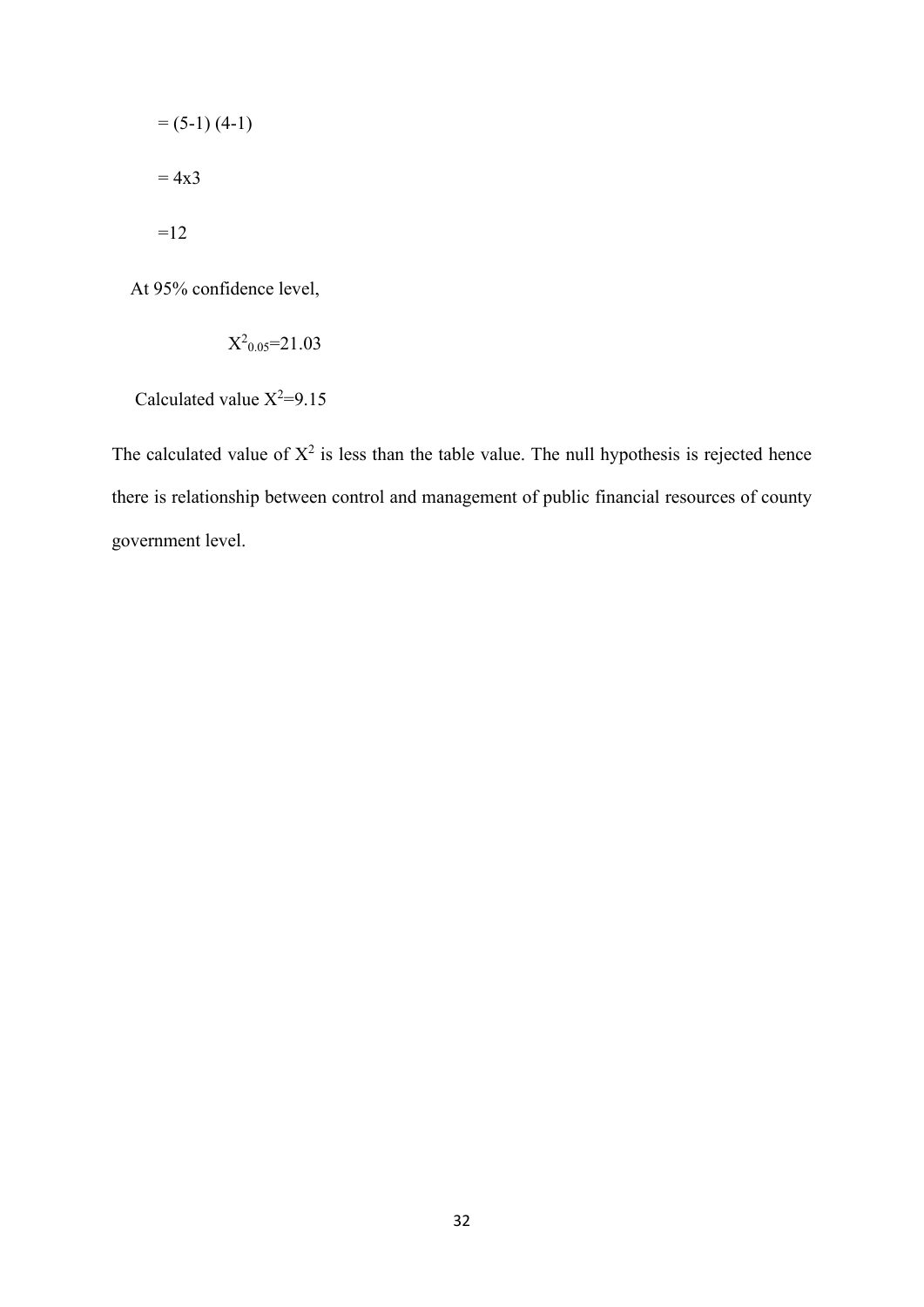$= (5-1)\ (4-1)$

$= 4 \times 3$

$=12$

At 95% confidence level,

$$X^2_{0.05}=21.03$$

Calculated value $X^2=9.15$

The calculated value of $X^2$ is less than the table value. The null hypothesis is rejected hence there is relationship between control and management of public financial resources of county government level.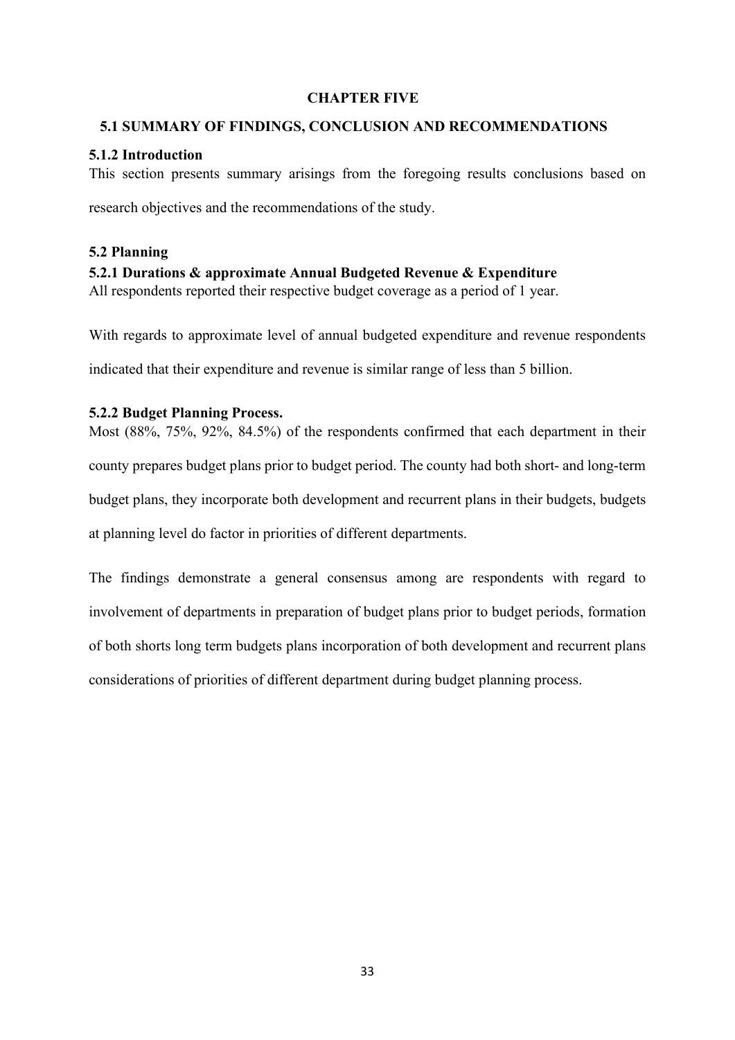# CHAPTER FIVE

## 5.1 SUMMARY OF FINDINGS, CONCLUSION AND RECOMMENDATIONS

### 5.1.2 Introduction

This section presents summary arisings from the foregoing results conclusions based on research objectives and the recommendations of the study.

## 5.2 Planning

### 5.2.1 Durations & approximate Annual Budgeted Revenue & Expenditure

All respondents reported their respective budget coverage as a period of 1 year.

With regards to approximate level of annual budgeted expenditure and revenue respondents indicated that their expenditure and revenue is similar range of less than 5 billion.

### 5.2.2 Budget Planning Process.

Most (88%, 75%, 92%, 84.5%) of the respondents confirmed that each department in their county prepares budget plans prior to budget period. The county had both short- and long-term budget plans, they incorporate both development and recurrent plans in their budgets, budgets at planning level do factor in priorities of different departments.

The findings demonstrate a general consensus among are respondents with regard to involvement of departments in preparation of budget plans prior to budget periods, formation of both shorts long term budgets plans incorporation of both development and recurrent plans considerations of priorities of different department during budget planning process.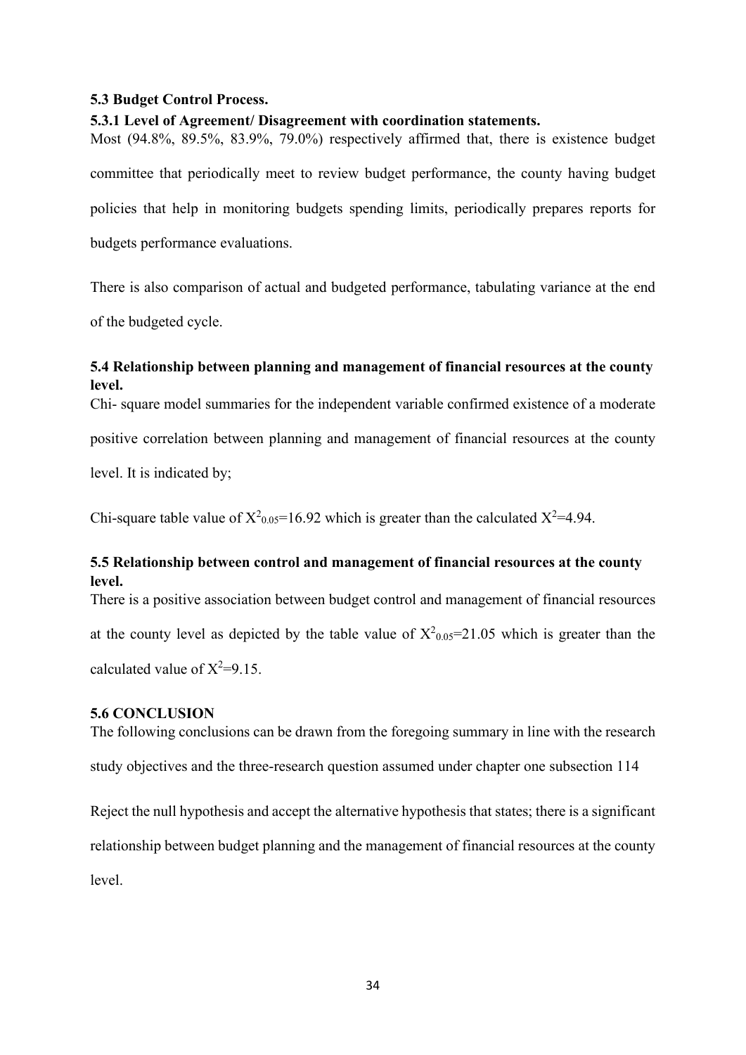### 5.3 Budget Control Process.

#### 5.3.1 Level of Agreement/ Disagreement with coordination statements.

Most (94.8%, 89.5%, 83.9%, 79.0%) respectively affirmed that, there is existence budget committee that periodically meet to review budget performance, the county having budget policies that help in monitoring budgets spending limits, periodically prepares reports for budgets performance evaluations.

There is also comparison of actual and budgeted performance, tabulating variance at the end of the budgeted cycle.

### 5.4 Relationship between planning and management of financial resources at the county level.

Chi- square model summaries for the independent variable confirmed existence of a moderate positive correlation between planning and management of financial resources at the county level. It is indicated by;

Chi-square table value of $X^2_{0.05}$=16.92 which is greater than the calculated $X^2$=4.94.

### 5.5 Relationship between control and management of financial resources at the county level.

There is a positive association between budget control and management of financial resources at the county level as depicted by the table value of $X^2_{0.05}$=21.05 which is greater than the calculated value of $X^2$=9.15.

### 5.6 CONCLUSION

The following conclusions can be drawn from the foregoing summary in line with the research study objectives and the three-research question assumed under chapter one subsection 114

Reject the null hypothesis and accept the alternative hypothesis that states; there is a significant relationship between budget planning and the management of financial resources at the county level.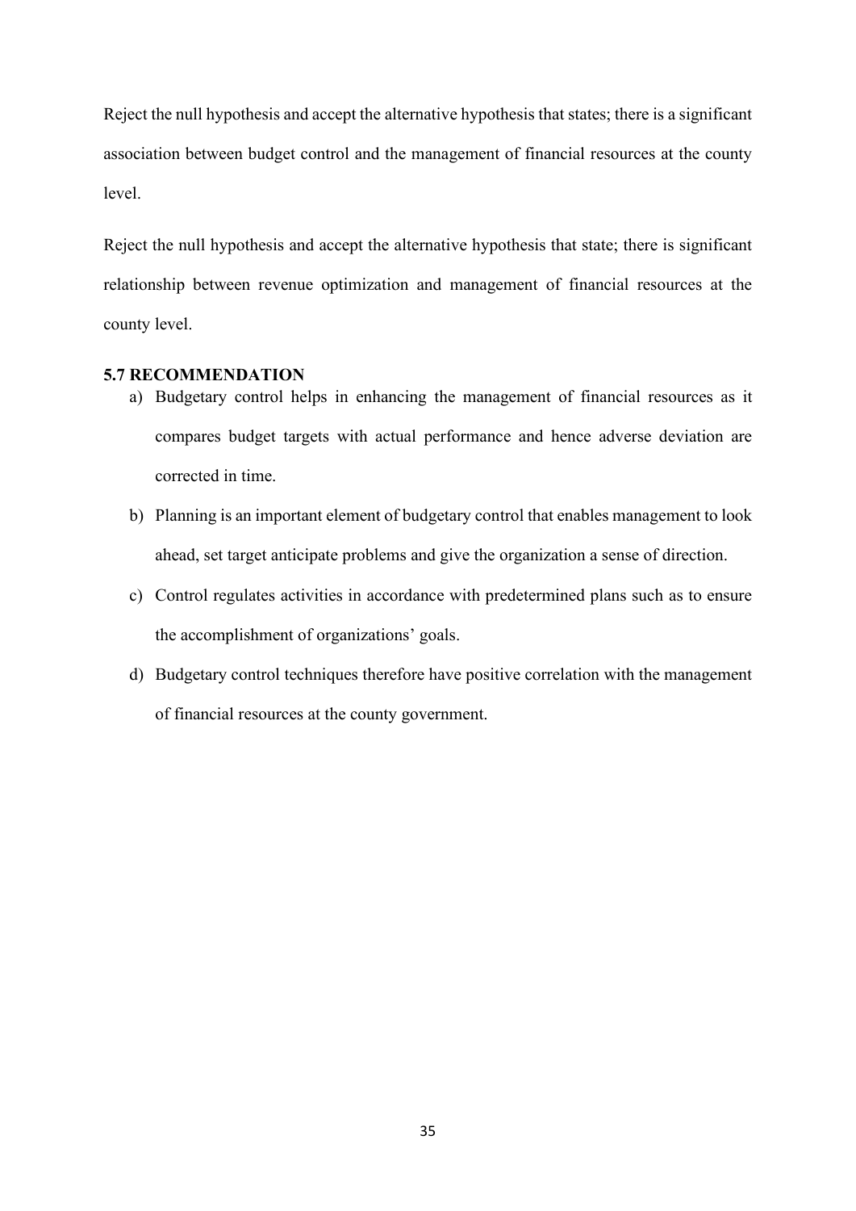Reject the null hypothesis and accept the alternative hypothesis that states; there is a significant association between budget control and the management of financial resources at the county level.

Reject the null hypothesis and accept the alternative hypothesis that state; there is significant relationship between revenue optimization and management of financial resources at the county level.

### 5.7 RECOMMENDATION

a) Budgetary control helps in enhancing the management of financial resources as it compares budget targets with actual performance and hence adverse deviation are corrected in time.

b) Planning is an important element of budgetary control that enables management to look ahead, set target anticipate problems and give the organization a sense of direction.

c) Control regulates activities in accordance with predetermined plans such as to ensure the accomplishment of organizations' goals.

d) Budgetary control techniques therefore have positive correlation with the management of financial resources at the county government.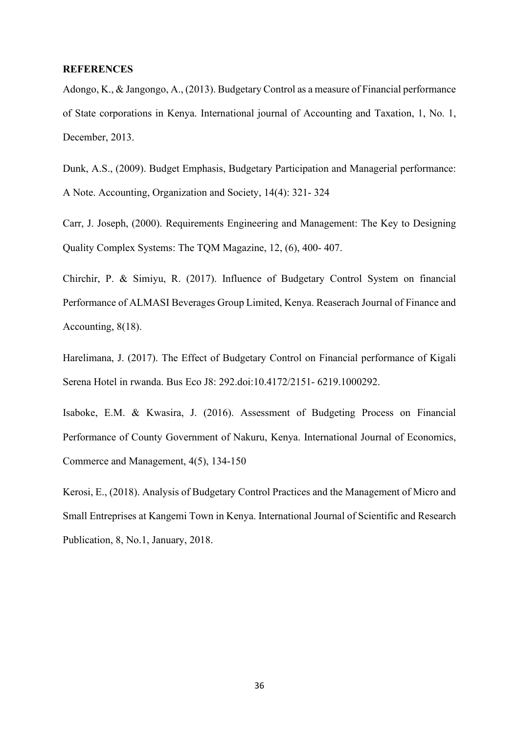**REFERENCES**

Adongo, K., & Jangongo, A., (2013). Budgetary Control as a measure of Financial performance of State corporations in Kenya. International journal of Accounting and Taxation, 1, No. 1, December, 2013.

Dunk, A.S., (2009). Budget Emphasis, Budgetary Participation and Managerial performance: A Note. Accounting, Organization and Society, 14(4): 321- 324

Carr, J. Joseph, (2000). Requirements Engineering and Management: The Key to Designing Quality Complex Systems: The TQM Magazine, 12, (6), 400- 407.

Chirchir, P. & Simiyu, R. (2017). Influence of Budgetary Control System on financial Performance of ALMASI Beverages Group Limited, Kenya. Reaserach Journal of Finance and Accounting, 8(18).

Harelimana, J. (2017). The Effect of Budgetary Control on Financial performance of Kigali Serena Hotel in rwanda. Bus Eco J8: 292.doi:10.4172/2151- 6219.1000292.

Isaboke, E.M. & Kwasira, J. (2016). Assessment of Budgeting Process on Financial Performance of County Government of Nakuru, Kenya. International Journal of Economics, Commerce and Management, 4(5), 134-150

Kerosi, E., (2018). Analysis of Budgetary Control Practices and the Management of Micro and Small Entreprises at Kangemi Town in Kenya. International Journal of Scientific and Research Publication, 8, No.1, January, 2018.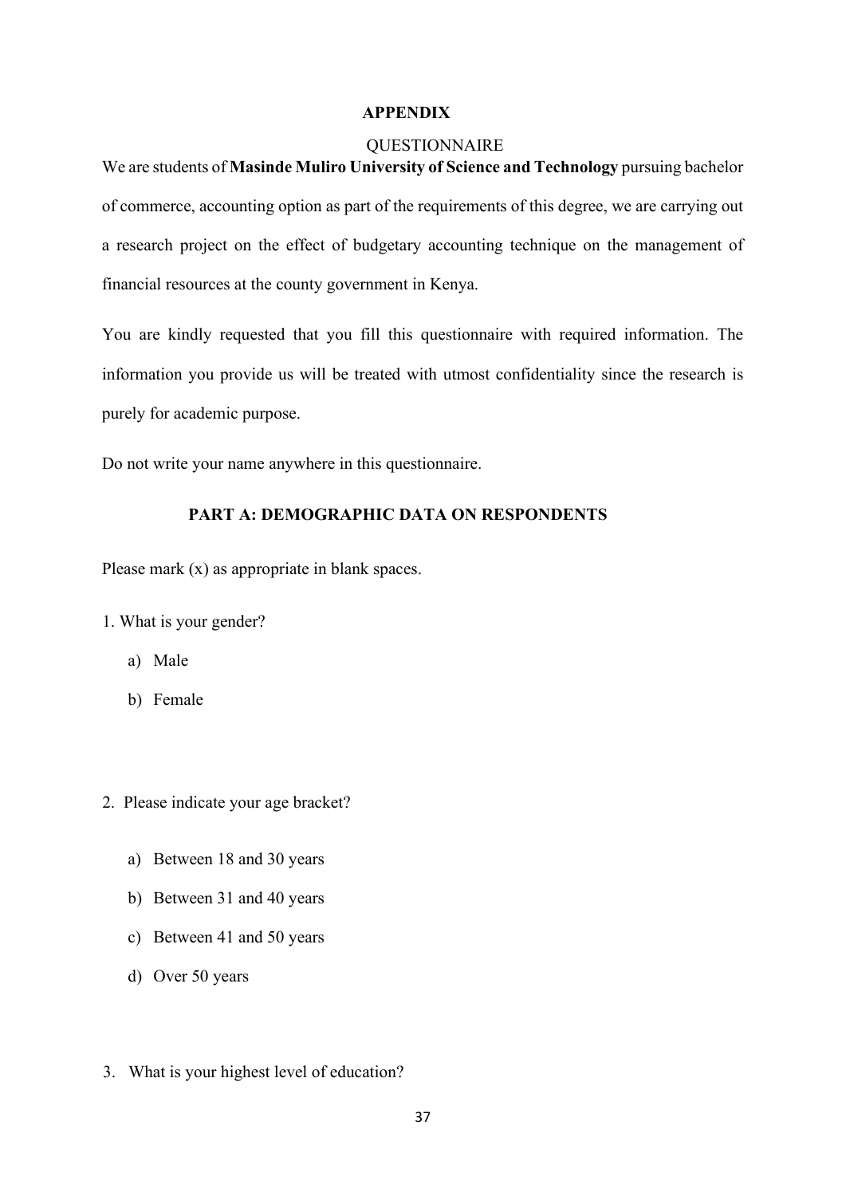# APPENDIX

## QUESTIONNAIRE

We are students of **Masinde Muliro University of Science and Technology** pursuing bachelor of commerce, accounting option as part of the requirements of this degree, we are carrying out a research project on the effect of budgetary accounting technique on the management of financial resources at the county government in Kenya.

You are kindly requested that you fill this questionnaire with required information. The information you provide us will be treated with utmost confidentiality since the research is purely for academic purpose.

Do not write your name anywhere in this questionnaire.

### PART A: DEMOGRAPHIC DATA ON RESPONDENTS

Please mark (x) as appropriate in blank spaces.

1. What is your gender?
   a) Male
   b) Female

2. Please indicate your age bracket?
   a) Between 18 and 30 years
   b) Between 31 and 40 years
   c) Between 41 and 50 years
   d) Over 50 years

3. What is your highest level of education?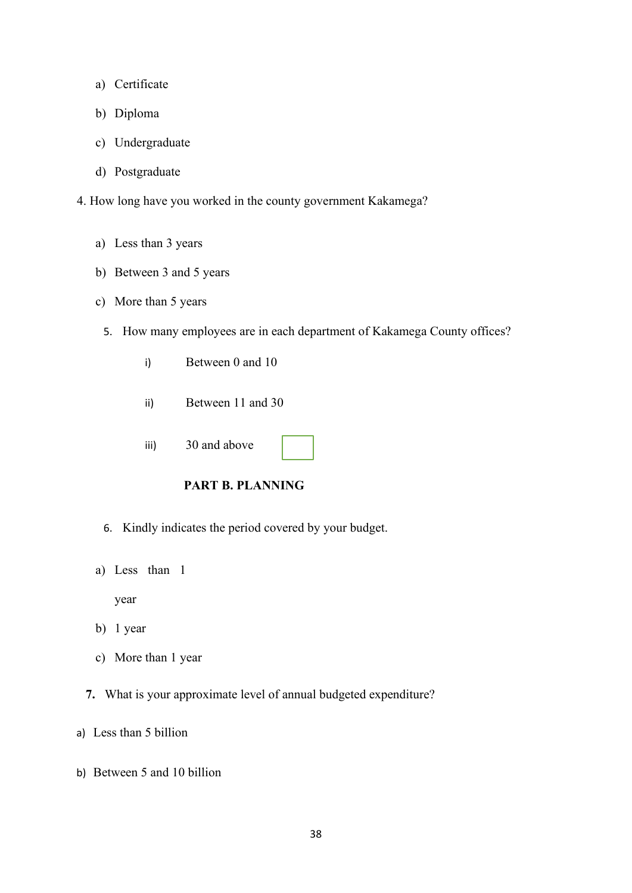a) Certificate

b) Diploma

c) Undergraduate

d) Postgraduate

4. How long have you worked in the county government Kakamega?

a) Less than 3 years

b) Between 3 and 5 years

c) More than 5 years

5. How many employees are in each department of Kakamega County offices?

i) Between 0 and 10

ii) Between 11 and 30

iii) 30 and above

**PART B. PLANNING**

6. Kindly indicates the period covered by your budget.

a) Less than 1 year

b) 1 year

c) More than 1 year

**7.** What is your approximate level of annual budgeted expenditure?

a) Less than 5 billion

b) Between 5 and 10 billion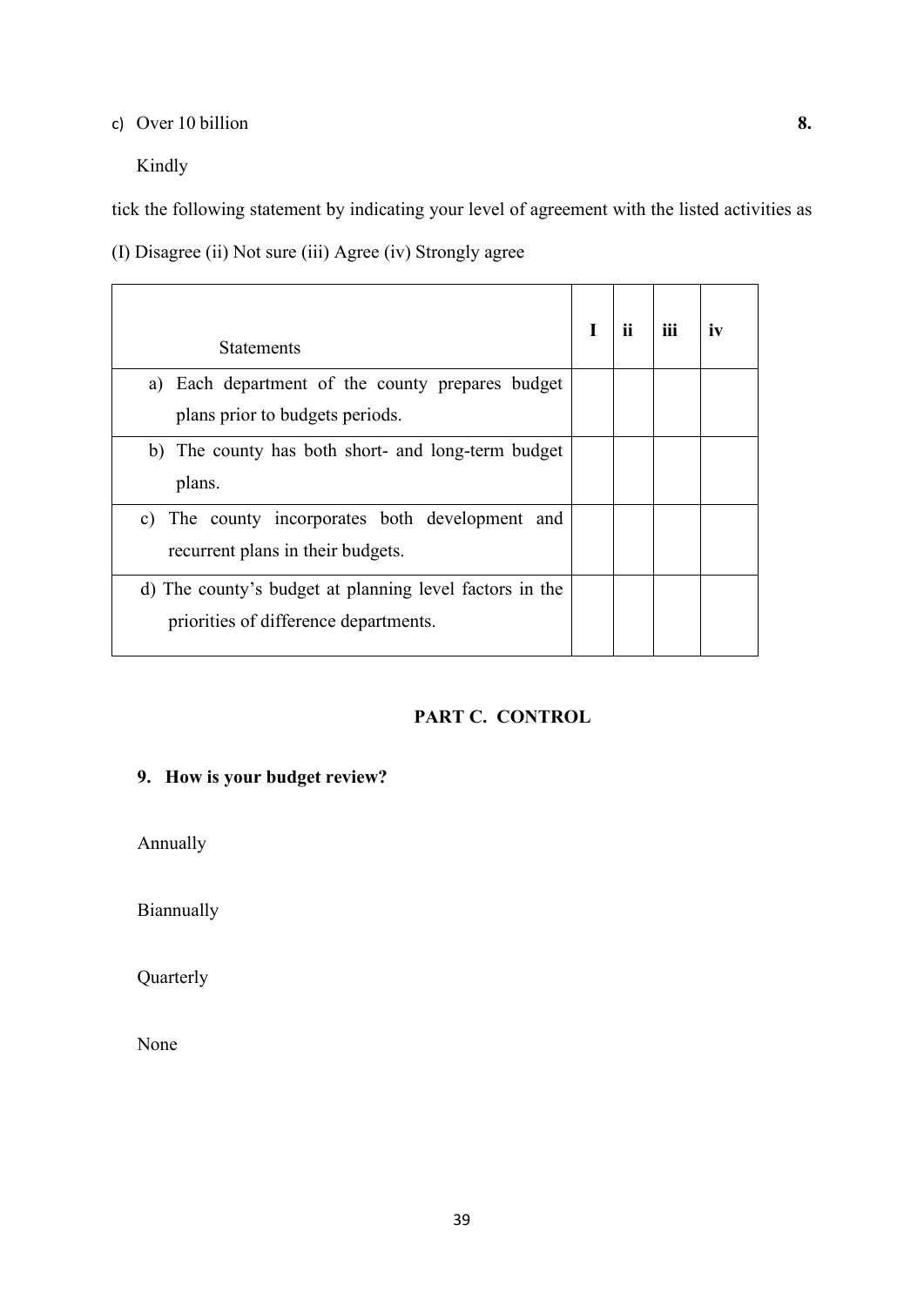c) Over 10 billion

**8.** Kindly tick the following statement by indicating your level of agreement with the listed activities as (I) Disagree (ii) Not sure (iii) Agree (iv) Strongly agree

| Statements | I | ii | iii | iv |
|---|---|---|---|---|
| a) Each department of the county prepares budget plans prior to budgets periods. | | | | |
| b) The county has both short- and long-term budget plans. | | | | |
| c) The county incorporates both development and recurrent plans in their budgets. | | | | |
| d) The county's budget at planning level factors in the priorities of difference departments. | | | | |

## PART C. CONTROL

**9. How is your budget review?**

Annually

Biannually

Quarterly

None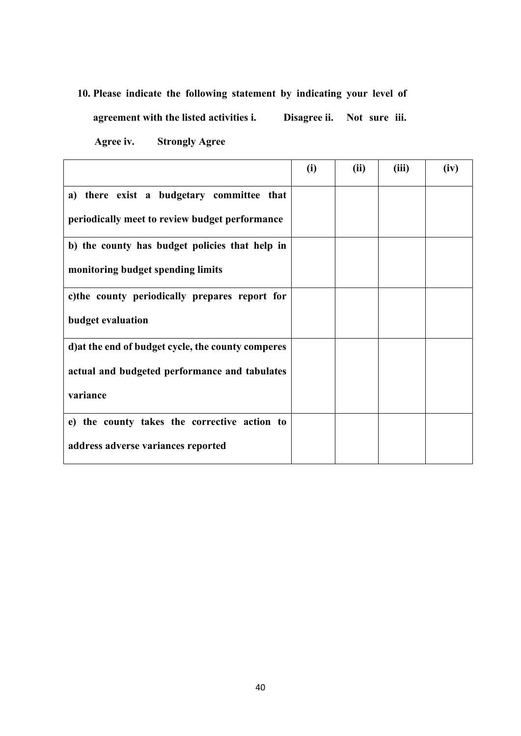**10. Please indicate the following statement by indicating your level of agreement with the listed activities i. Disagree ii. Not sure iii. Agree iv. Strongly Agree**

| | (i) | (ii) | (iii) | (iv) |
|---|---|---|---|---|
| **a) there exist a budgetary committee that periodically meet to review budget performance** | | | | |
| **b) the county has budget policies that help in monitoring budget spending limits** | | | | |
| **c)the county periodically prepares report for budget evaluation** | | | | |
| **d)at the end of budget cycle, the county comperes actual and budgeted performance and tabulates variance** | | | | |
| **e) the county takes the corrective action to address adverse variances reported** | | | | |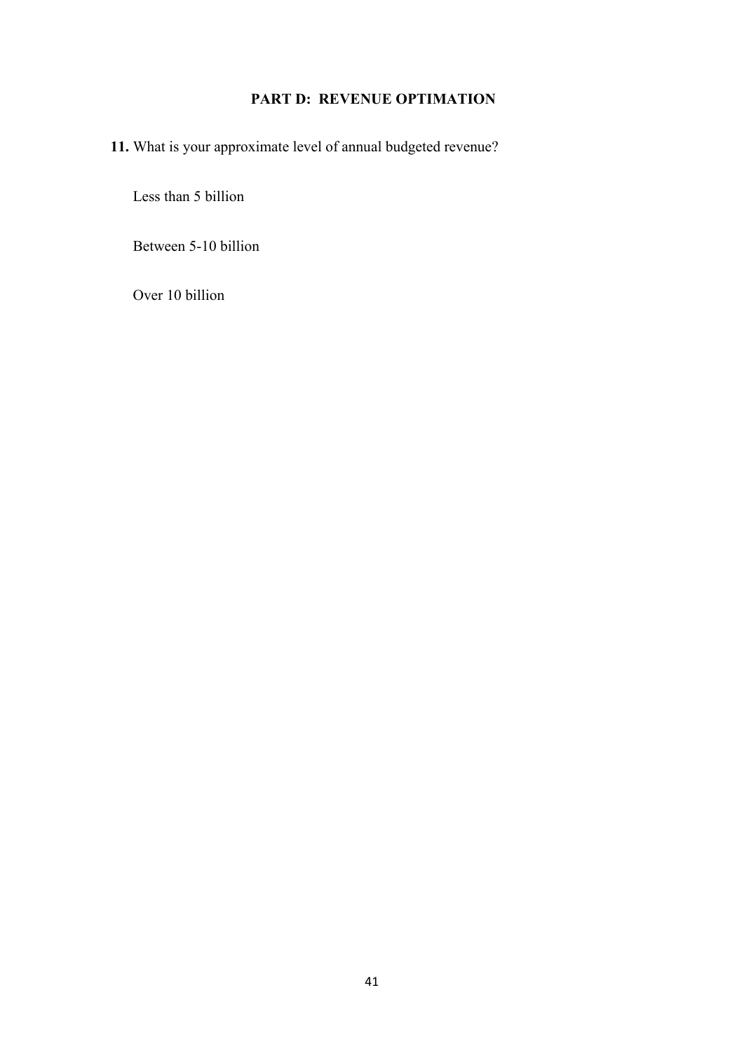## PART D: REVENUE OPTIMATION

**11.** What is your approximate level of annual budgeted revenue?

Less than 5 billion

Between 5-10 billion

Over 10 billion